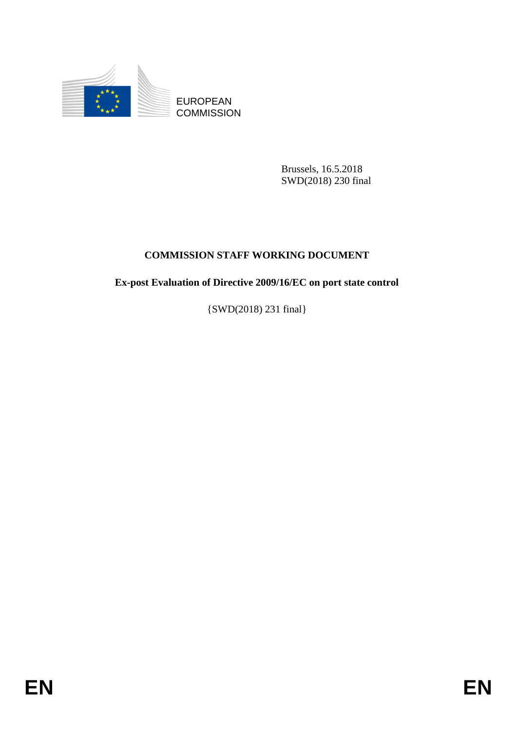EUROPEAN
COMMISSION

Brussels, 16.5.2018
SWD(2018) 230 final

# COMMISSION STAFF WORKING DOCUMENT

## Ex-post Evaluation of Directive 2009/16/EC on port state control

{SWD(2018) 231 final}

EN EN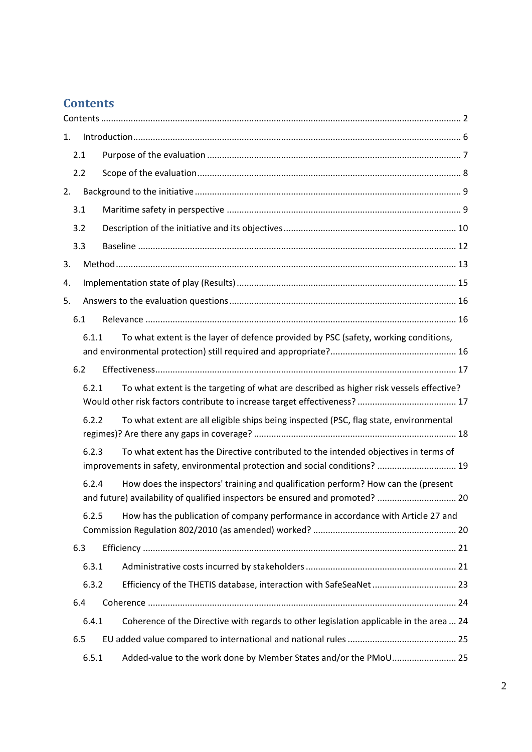# Contents

Contents ........................................................................................................................................ 2

1. Introduction ........................................................................................................................... 6
   - 2.1 Purpose of the evaluation ............................................................................................. 7
   - 2.2 Scope of the evaluation .................................................................................................. 8
2. Background to the initiative .................................................................................................. 9
   - 3.1 Maritime safety in perspective ..................................................................................... 9
   - 3.2 Description of the initiative and its objectives ............................................................. 10
   - 3.3 Baseline ....................................................................................................................... 12
3. Method ................................................................................................................................ 13
4. Implementation state of play (Results) ............................................................................... 15
5. Answers to the evaluation questions .................................................................................. 16
   - 6.1 Relevance .................................................................................................................... 16
     - 6.1.1 To what extent is the layer of defence provided by PSC (safety, working conditions, and environmental protection) still required and appropriate? .......................................... 16
   - 6.2 Effectiveness ................................................................................................................ 17
     - 6.2.1 To what extent is the targeting of what are described as higher risk vessels effective? Would other risk factors contribute to increase target effectiveness? ........................................ 17
     - 6.2.2 To what extent are all eligible ships being inspected (PSC, flag state, environmental regimes)? Are there any gaps in coverage? ................................................................................. 18
     - 6.2.3 To what extent has the Directive contributed to the intended objectives in terms of improvements in safety, environmental protection and social conditions? ................................ 19
     - 6.2.4 How does the inspectors' training and qualification perform? How can the (present and future) availability of qualified inspectors be ensured and promoted? ................................ 20
     - 6.2.5 How has the publication of company performance in accordance with Article 27 and Commission Regulation 802/2010 (as amended) worked? .......................................................... 20
   - 6.3 Efficiency ..................................................................................................................... 21
     - 6.3.1 Administrative costs incurred by stakeholders ............................................................. 21
     - 6.3.2 Efficiency of the THETIS database, interaction with SafeSeaNet .................................. 23
   - 6.4 Coherence ................................................................................................................... 24
     - 6.4.1 Coherence of the Directive with regards to other legislation applicable in the area ... 24
   - 6.5 EU added value compared to international and national rules ............................................ 25
     - 6.5.1 Added-value to the work done by Member States and/or the PMoU .......................... 25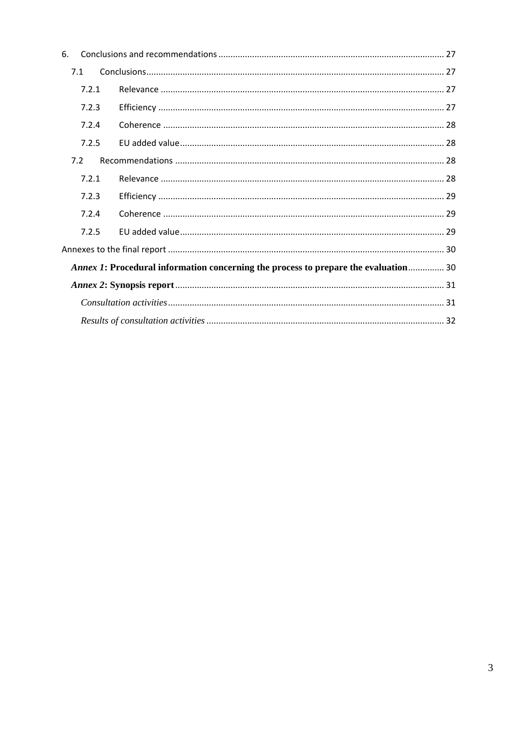6. Conclusions and recommendations ............................................................................................. 27

7.1 Conclusions........................................................................................................................... 27

7.2.1 Relevance .................................................................................................................... 27

7.2.3 Efficiency ...................................................................................................................... 27

7.2.4 Coherence .................................................................................................................... 28

7.2.5 EU added value............................................................................................................. 28

7.2 Recommendations ............................................................................................................... 28

7.2.1 Relevance .................................................................................................................... 28

7.2.3 Efficiency ...................................................................................................................... 29

7.2.4 Coherence .................................................................................................................... 29

7.2.5 EU added value............................................................................................................. 29

Annexes to the final report .................................................................................................................. 30

***Annex 1*: Procedural information concerning the process to prepare the evaluation**............... 30

***Annex 2*: Synopsis report**............................................................................................................... 31

*Consultation activities*.................................................................................................................. 31

*Results of consultation activities* .................................................................................................. 32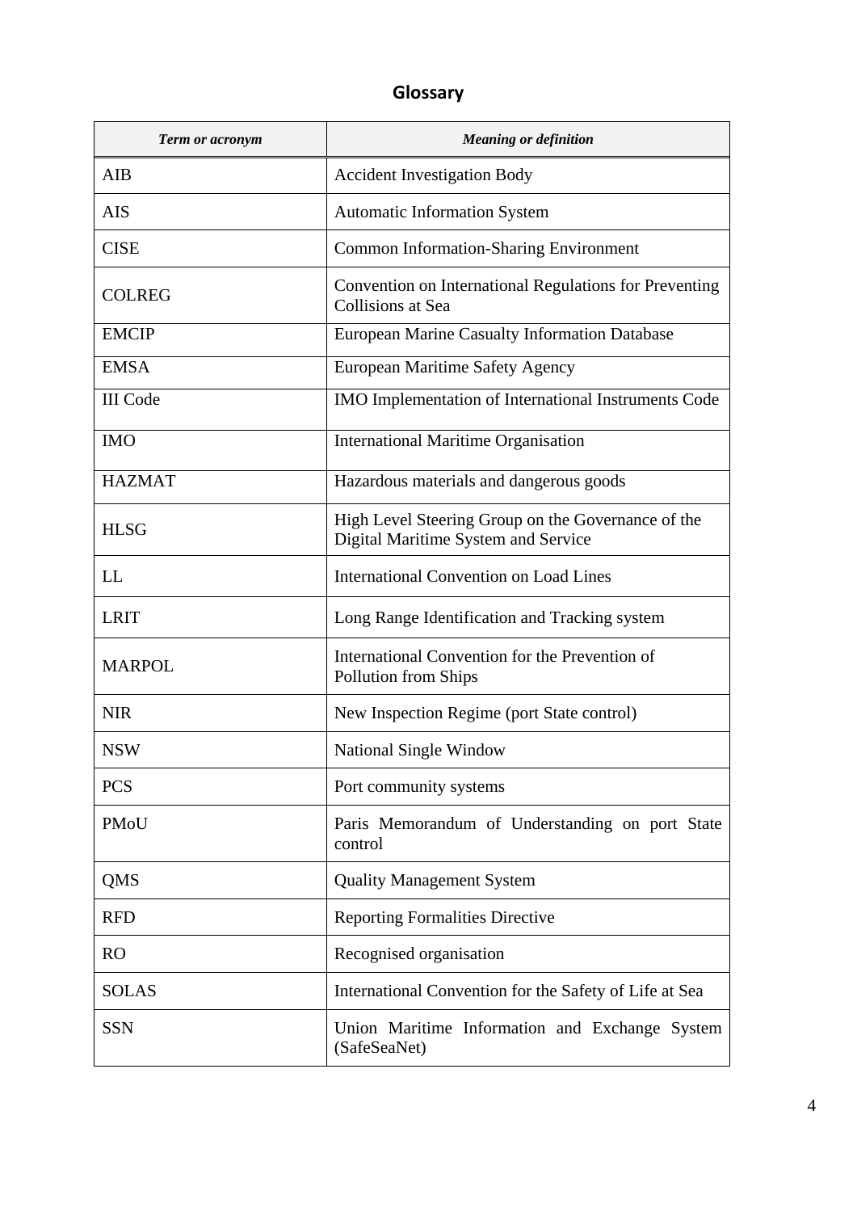# Glossary

| *Term or acronym* | *Meaning or definition* |
|---|---|
| AIB | Accident Investigation Body |
| AIS | Automatic Information System |
| CISE | Common Information-Sharing Environment |
| COLREG | Convention on International Regulations for Preventing Collisions at Sea |
| EMCIP | European Marine Casualty Information Database |
| EMSA | European Maritime Safety Agency |
| III Code | IMO Implementation of International Instruments Code |
| IMO | International Maritime Organisation |
| HAZMAT | Hazardous materials and dangerous goods |
| HLSG | High Level Steering Group on the Governance of the Digital Maritime System and Service |
| LL | International Convention on Load Lines |
| LRIT | Long Range Identification and Tracking system |
| MARPOL | International Convention for the Prevention of Pollution from Ships |
| NIR | New Inspection Regime (port State control) |
| NSW | National Single Window |
| PCS | Port community systems |
| PMoU | Paris Memorandum of Understanding on port State control |
| QMS | Quality Management System |
| RFD | Reporting Formalities Directive |
| RO | Recognised organisation |
| SOLAS | International Convention for the Safety of Life at Sea |
| SSN | Union Maritime Information and Exchange System (SafeSeaNet) |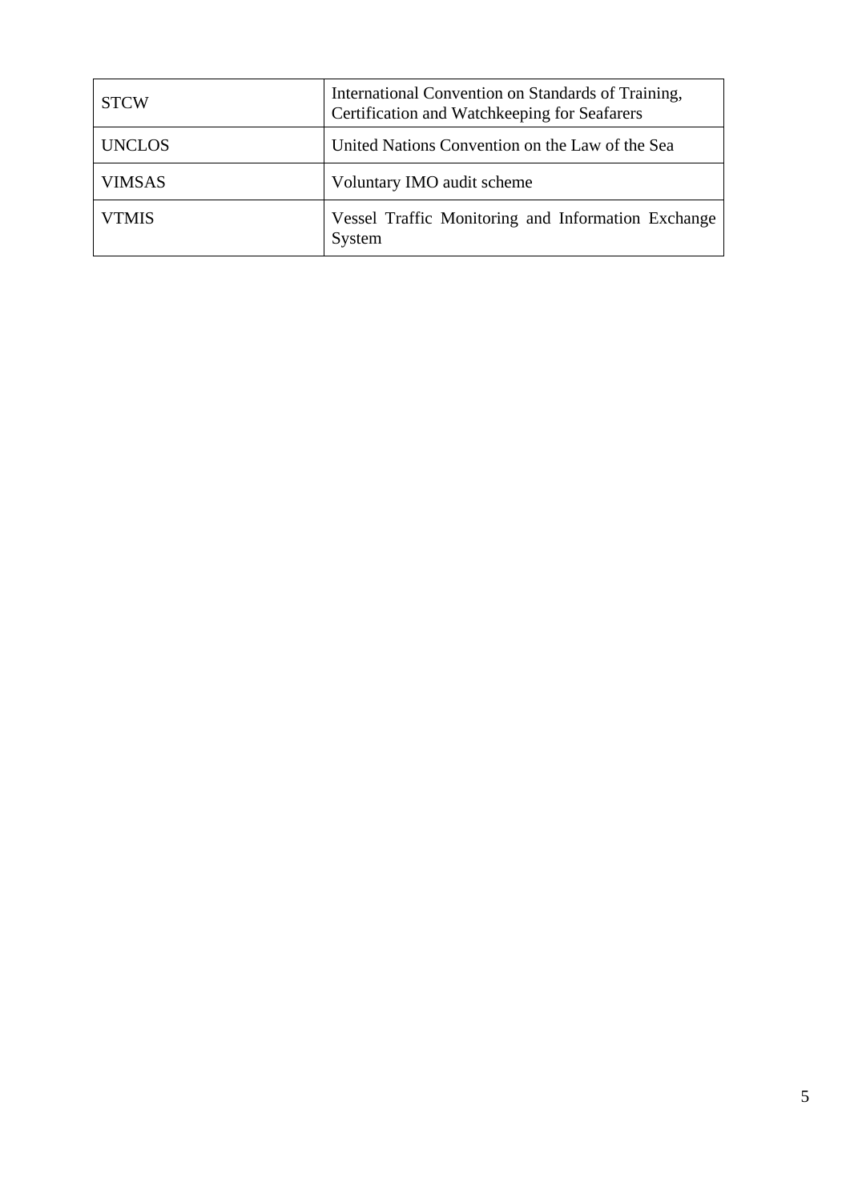| | |
|---|---|
| STCW | International Convention on Standards of Training, Certification and Watchkeeping for Seafarers |
| UNCLOS | United Nations Convention on the Law of the Sea |
| VIMSAS | Voluntary IMO audit scheme |
| VTMIS | Vessel Traffic Monitoring and Information Exchange System |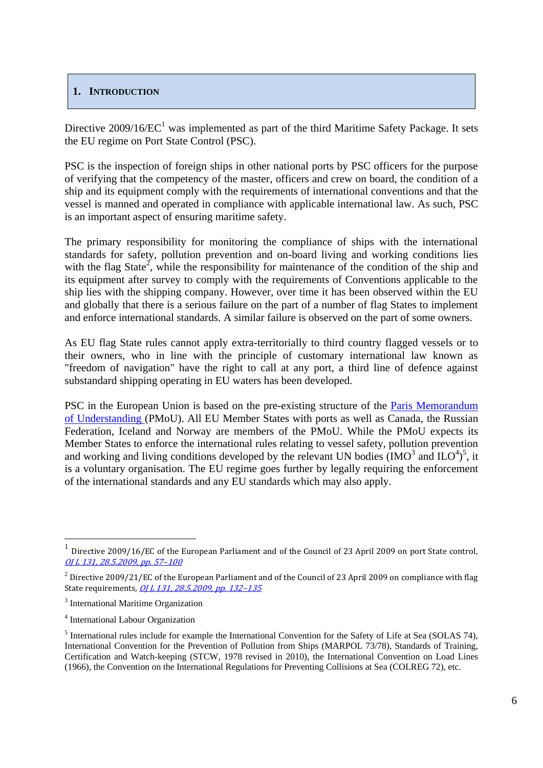## 1. INTRODUCTION

Directive 2009/16/EC[1] was implemented as part of the third Maritime Safety Package. It sets the EU regime on Port State Control (PSC).

PSC is the inspection of foreign ships in other national ports by PSC officers for the purpose of verifying that the competency of the master, officers and crew on board, the condition of a ship and its equipment comply with the requirements of international conventions and that the vessel is manned and operated in compliance with applicable international law. As such, PSC is an important aspect of ensuring maritime safety.

The primary responsibility for monitoring the compliance of ships with the international standards for safety, pollution prevention and on-board living and working conditions lies with the flag State[2], while the responsibility for maintenance of the condition of the ship and its equipment after survey to comply with the requirements of Conventions applicable to the ship lies with the shipping company. However, over time it has been observed within the EU and globally that there is a serious failure on the part of a number of flag States to implement and enforce international standards. A similar failure is observed on the part of some owners.

As EU flag State rules cannot apply extra-territorially to third country flagged vessels or to their owners, who in line with the principle of customary international law known as "freedom of navigation" have the right to call at any port, a third line of defence against substandard shipping operating in EU waters has been developed.

PSC in the European Union is based on the pre-existing structure of the Paris Memorandum of Understanding (PMoU). All EU Member States with ports as well as Canada, the Russian Federation, Iceland and Norway are members of the PMoU. While the PMoU expects its Member States to enforce the international rules relating to vessel safety, pollution prevention and working and living conditions developed by the relevant UN bodies (IMO[3] and ILO[4])[5], it is a voluntary organisation. The EU regime goes further by legally requiring the enforcement of the international standards and any EU standards which may also apply.

---

[1] Directive 2009/16/EC of the European Parliament and of the Council of 23 April 2009 on port State control, *OJ L 131, 28.5.2009, pp. 57–100*

[2] Directive 2009/21/EC of the European Parliament and of the Council of 23 April 2009 on compliance with flag State requirements, *OJ L 131, 28.5.2009, pp. 132–135*

[3] International Maritime Organization

[4] International Labour Organization

[5] International rules include for example the International Convention for the Safety of Life at Sea (SOLAS 74), International Convention for the Prevention of Pollution from Ships (MARPOL 73/78), Standards of Training, Certification and Watch-keeping (STCW, 1978 revised in 2010), the International Convention on Load Lines (1966), the Convention on the International Regulations for Preventing Collisions at Sea (COLREG 72), etc.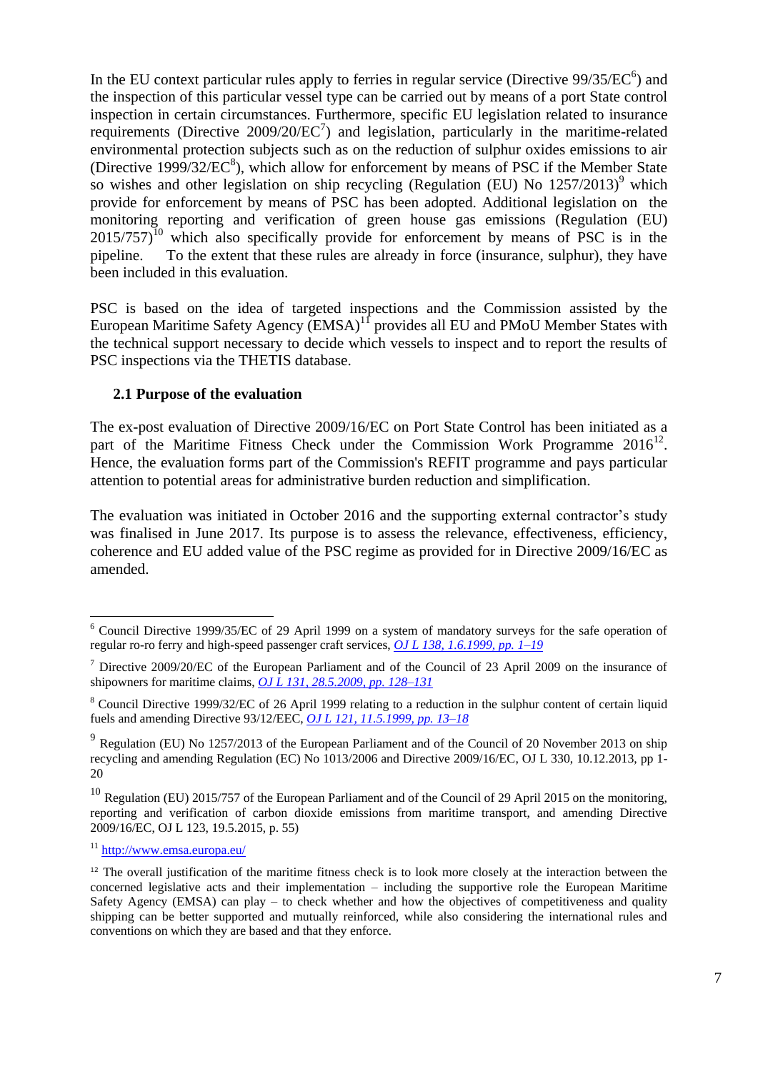In the EU context particular rules apply to ferries in regular service (Directive 99/35/EC[6]) and the inspection of this particular vessel type can be carried out by means of a port State control inspection in certain circumstances. Furthermore, specific EU legislation related to insurance requirements (Directive 2009/20/EC[7]) and legislation, particularly in the maritime-related environmental protection subjects such as on the reduction of sulphur oxides emissions to air (Directive 1999/32/EC[8]), which allow for enforcement by means of PSC if the Member State so wishes and other legislation on ship recycling (Regulation (EU) No 1257/2013)[9] which provide for enforcement by means of PSC has been adopted. Additional legislation on the monitoring reporting and verification of green house gas emissions (Regulation (EU) 2015/757)[10] which also specifically provide for enforcement by means of PSC is in the pipeline. To the extent that these rules are already in force (insurance, sulphur), they have been included in this evaluation.

PSC is based on the idea of targeted inspections and the Commission assisted by the European Maritime Safety Agency (EMSA)[11] provides all EU and PMoU Member States with the technical support necessary to decide which vessels to inspect and to report the results of PSC inspections via the THETIS database.

### 2.1 Purpose of the evaluation

The ex-post evaluation of Directive 2009/16/EC on Port State Control has been initiated as a part of the Maritime Fitness Check under the Commission Work Programme 2016[12]. Hence, the evaluation forms part of the Commission's REFIT programme and pays particular attention to potential areas for administrative burden reduction and simplification.

The evaluation was initiated in October 2016 and the supporting external contractor's study was finalised in June 2017. Its purpose is to assess the relevance, effectiveness, efficiency, coherence and EU added value of the PSC regime as provided for in Directive 2009/16/EC as amended.

---

[6] Council Directive 1999/35/EC of 29 April 1999 on a system of mandatory surveys for the safe operation of regular ro-ro ferry and high-speed passenger craft services, *OJ L 138, 1.6.1999, pp. 1–19*

[7] Directive 2009/20/EC of the European Parliament and of the Council of 23 April 2009 on the insurance of shipowners for maritime claims, *OJ L 131, 28.5.2009, pp. 128–131*

[8] Council Directive 1999/32/EC of 26 April 1999 relating to a reduction in the sulphur content of certain liquid fuels and amending Directive 93/12/EEC, *OJ L 121, 11.5.1999, pp. 13–18*

[9] Regulation (EU) No 1257/2013 of the European Parliament and of the Council of 20 November 2013 on ship recycling and amending Regulation (EC) No 1013/2006 and Directive 2009/16/EC, OJ L 330, 10.12.2013, pp 1-20

[10] Regulation (EU) 2015/757 of the European Parliament and of the Council of 29 April 2015 on the monitoring, reporting and verification of carbon dioxide emissions from maritime transport, and amending Directive 2009/16/EC, OJ L 123, 19.5.2015, p. 55)

[11] http://www.emsa.europa.eu/

[12] The overall justification of the maritime fitness check is to look more closely at the interaction between the concerned legislative acts and their implementation – including the supportive role the European Maritime Safety Agency (EMSA) can play – to check whether and how the objectives of competitiveness and quality shipping can be better supported and mutually reinforced, while also considering the international rules and conventions on which they are based and that they enforce.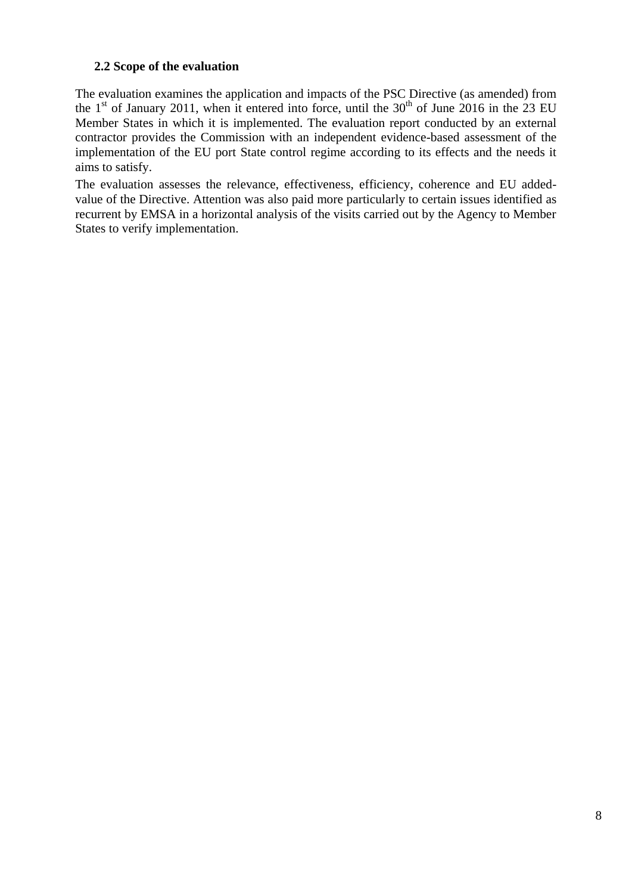### 2.2 Scope of the evaluation

The evaluation examines the application and impacts of the PSC Directive (as amended) from the 1st of January 2011, when it entered into force, until the 30th of June 2016 in the 23 EU Member States in which it is implemented. The evaluation report conducted by an external contractor provides the Commission with an independent evidence-based assessment of the implementation of the EU port State control regime according to its effects and the needs it aims to satisfy.

The evaluation assesses the relevance, effectiveness, efficiency, coherence and EU added-value of the Directive. Attention was also paid more particularly to certain issues identified as recurrent by EMSA in a horizontal analysis of the visits carried out by the Agency to Member States to verify implementation.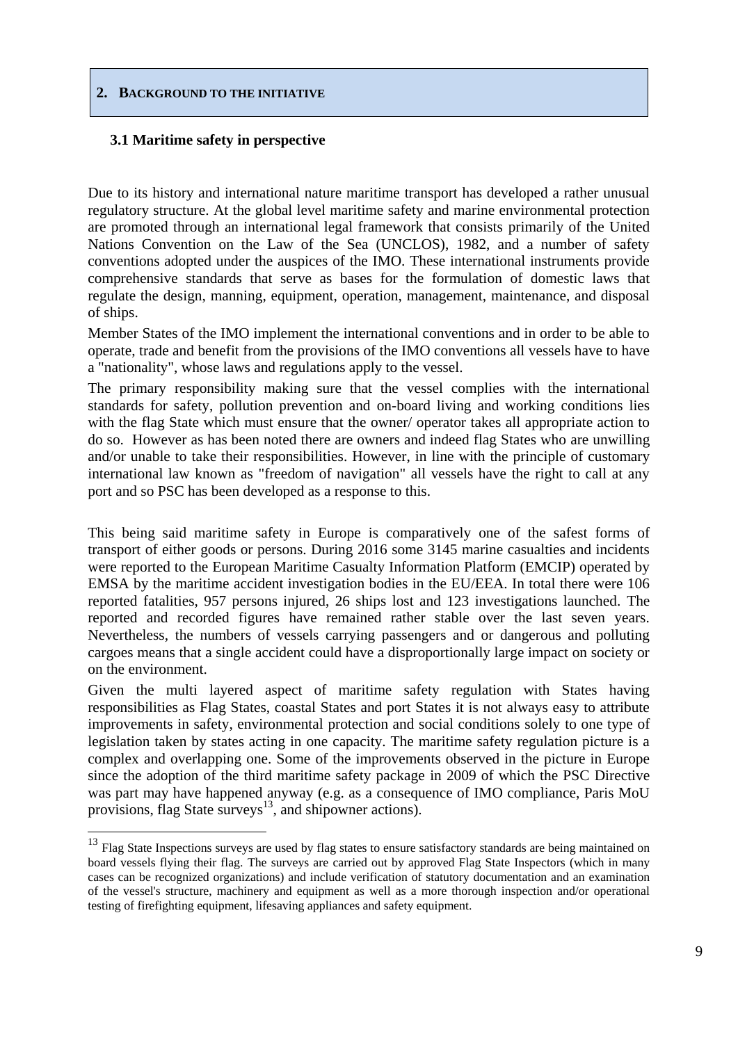## 2. Background to the initiative

### 3.1 Maritime safety in perspective

Due to its history and international nature maritime transport has developed a rather unusual regulatory structure. At the global level maritime safety and marine environmental protection are promoted through an international legal framework that consists primarily of the United Nations Convention on the Law of the Sea (UNCLOS), 1982, and a number of safety conventions adopted under the auspices of the IMO. These international instruments provide comprehensive standards that serve as bases for the formulation of domestic laws that regulate the design, manning, equipment, operation, management, maintenance, and disposal of ships.

Member States of the IMO implement the international conventions and in order to be able to operate, trade and benefit from the provisions of the IMO conventions all vessels have to have a "nationality", whose laws and regulations apply to the vessel.

The primary responsibility making sure that the vessel complies with the international standards for safety, pollution prevention and on-board living and working conditions lies with the flag State which must ensure that the owner/ operator takes all appropriate action to do so. However as has been noted there are owners and indeed flag States who are unwilling and/or unable to take their responsibilities. However, in line with the principle of customary international law known as "freedom of navigation" all vessels have the right to call at any port and so PSC has been developed as a response to this.

This being said maritime safety in Europe is comparatively one of the safest forms of transport of either goods or persons. During 2016 some 3145 marine casualties and incidents were reported to the European Maritime Casualty Information Platform (EMCIP) operated by EMSA by the maritime accident investigation bodies in the EU/EEA. In total there were 106 reported fatalities, 957 persons injured, 26 ships lost and 123 investigations launched. The reported and recorded figures have remained rather stable over the last seven years. Nevertheless, the numbers of vessels carrying passengers and or dangerous and polluting cargoes means that a single accident could have a disproportionally large impact on society or on the environment.

Given the multi layered aspect of maritime safety regulation with States having responsibilities as Flag States, coastal States and port States it is not always easy to attribute improvements in safety, environmental protection and social conditions solely to one type of legislation taken by states acting in one capacity. The maritime safety regulation picture is a complex and overlapping one. Some of the improvements observed in the picture in Europe since the adoption of the third maritime safety package in 2009 of which the PSC Directive was part may have happened anyway (e.g. as a consequence of IMO compliance, Paris MoU provisions, flag State surveys[13], and shipowner actions).

[13] Flag State Inspections surveys are used by flag states to ensure satisfactory standards are being maintained on board vessels flying their flag. The surveys are carried out by approved Flag State Inspectors (which in many cases can be recognized organizations) and include verification of statutory documentation and an examination of the vessel's structure, machinery and equipment as well as a more thorough inspection and/or operational testing of firefighting equipment, lifesaving appliances and safety equipment.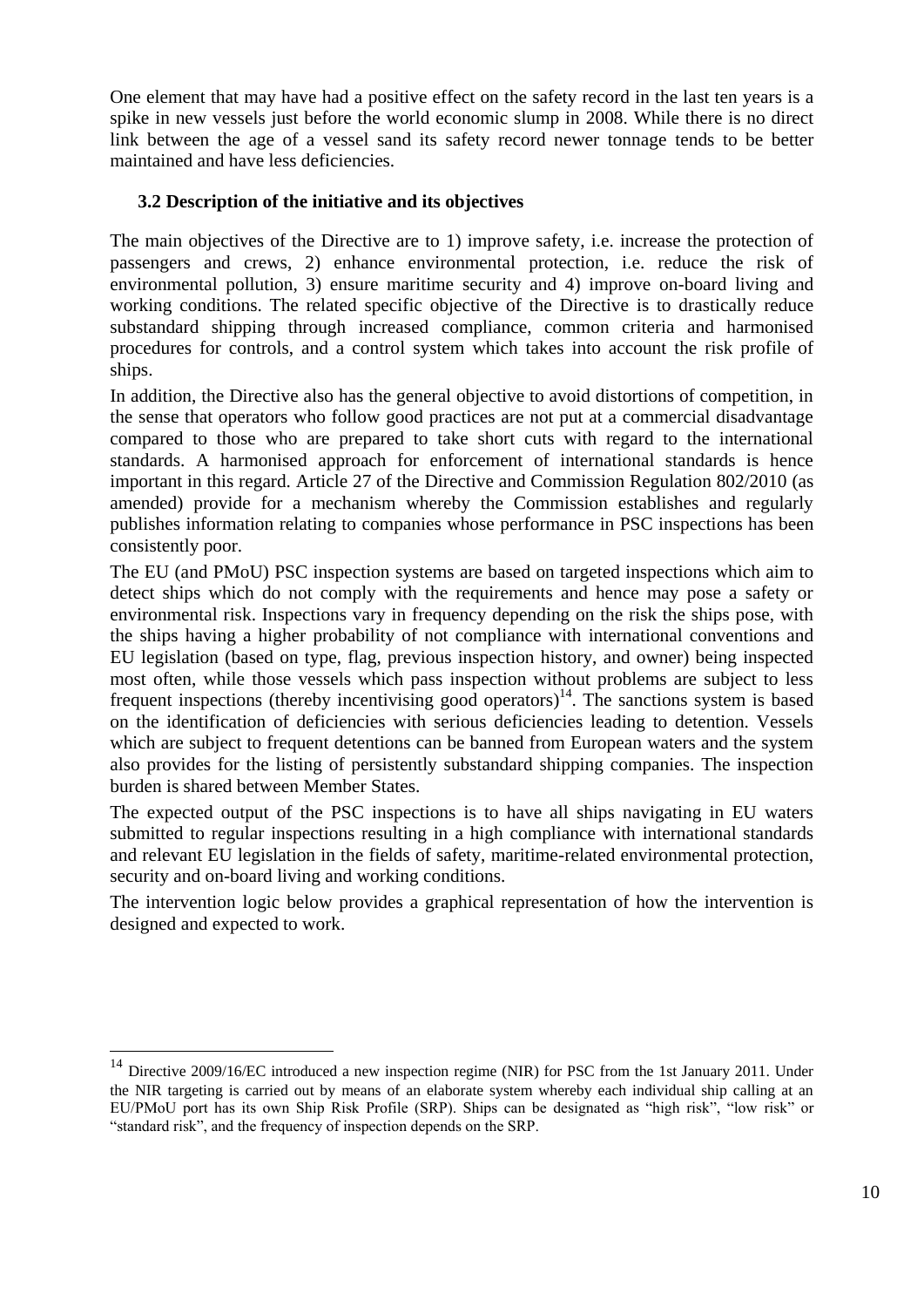One element that may have had a positive effect on the safety record in the last ten years is a spike in new vessels just before the world economic slump in 2008. While there is no direct link between the age of a vessel sand its safety record newer tonnage tends to be better maintained and have less deficiencies.

### 3.2 Description of the initiative and its objectives

The main objectives of the Directive are to 1) improve safety, i.e. increase the protection of passengers and crews, 2) enhance environmental protection, i.e. reduce the risk of environmental pollution, 3) ensure maritime security and 4) improve on-board living and working conditions. The related specific objective of the Directive is to drastically reduce substandard shipping through increased compliance, common criteria and harmonised procedures for controls, and a control system which takes into account the risk profile of ships.

In addition, the Directive also has the general objective to avoid distortions of competition, in the sense that operators who follow good practices are not put at a commercial disadvantage compared to those who are prepared to take short cuts with regard to the international standards. A harmonised approach for enforcement of international standards is hence important in this regard. Article 27 of the Directive and Commission Regulation 802/2010 (as amended) provide for a mechanism whereby the Commission establishes and regularly publishes information relating to companies whose performance in PSC inspections has been consistently poor.

The EU (and PMoU) PSC inspection systems are based on targeted inspections which aim to detect ships which do not comply with the requirements and hence may pose a safety or environmental risk. Inspections vary in frequency depending on the risk the ships pose, with the ships having a higher probability of not compliance with international conventions and EU legislation (based on type, flag, previous inspection history, and owner) being inspected most often, while those vessels which pass inspection without problems are subject to less frequent inspections (thereby incentivising good operators)[14]. The sanctions system is based on the identification of deficiencies with serious deficiencies leading to detention. Vessels which are subject to frequent detentions can be banned from European waters and the system also provides for the listing of persistently substandard shipping companies. The inspection burden is shared between Member States.

The expected output of the PSC inspections is to have all ships navigating in EU waters submitted to regular inspections resulting in a high compliance with international standards and relevant EU legislation in the fields of safety, maritime-related environmental protection, security and on-board living and working conditions.

The intervention logic below provides a graphical representation of how the intervention is designed and expected to work.

---

[14] Directive 2009/16/EC introduced a new inspection regime (NIR) for PSC from the 1st January 2011. Under the NIR targeting is carried out by means of an elaborate system whereby each individual ship calling at an EU/PMoU port has its own Ship Risk Profile (SRP). Ships can be designated as "high risk", "low risk" or "standard risk", and the frequency of inspection depends on the SRP.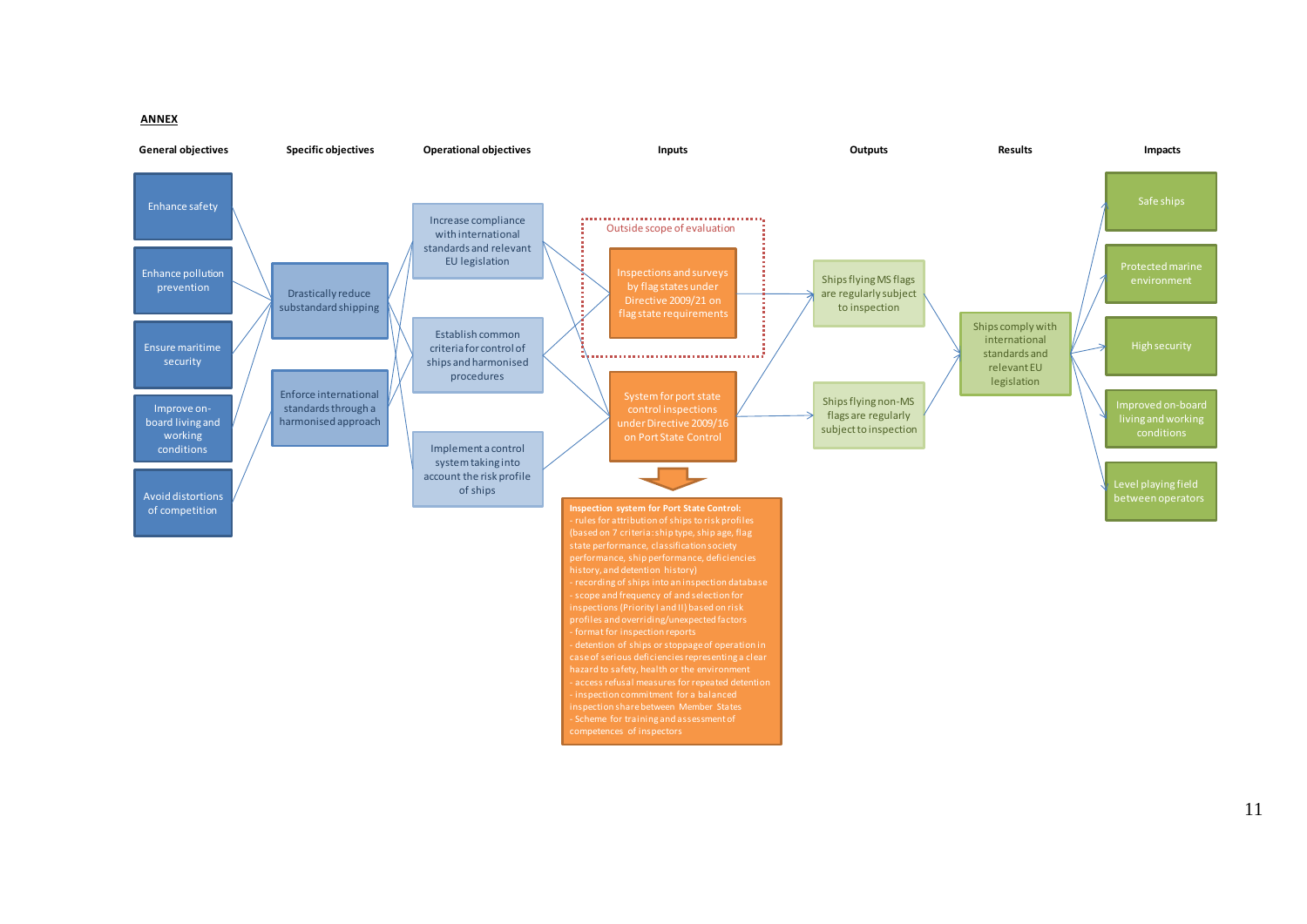**ANNEX**

| General objectives | Specific objectives | Operational objectives | Inputs | Outputs | Results | Impacts |
|---|---|---|---|---|---|---|
| Enhance safety | Drastically reduce substandard shipping | Increase compliance with international standards and relevant EU legislation | *Outside scope of evaluation:* Inspections and surveys by flag states under Directive 2009/21 on flag state requirements | Ships flying MS flags are regularly subject to inspection | Ships comply with international standards and relevant EU legislation | Safe ships |
| Enhance pollution prevention | Enforce international standards through a harmonised approach | Establish common criteria for control of ships and harmonised procedures | System for port state control inspections under Directive 2009/16 on Port State Control | Ships flying non-MS flags are regularly subject to inspection | | Protected marine environment |
| Ensure maritime security | | Implement a control system taking into account the risk profile of ships | | | | High security |
| Improve on-board living and working conditions | | | | | | Improved on-board living and working conditions |
| Avoid distortions of competition | | | | | | Level playing field between operators |

**Inspection system for Port State Control:**

- rules for attribution of ships to risk profiles (based on 7 criteria: ship type, ship age, flag state performance, classification society performance, ship performance, deficiencies history, and detention history)
- recording of ships into an inspection database
- scope and frequency of and selection for inspections (Priority I and II) based on risk profiles and overriding/unexpected factors
- format for inspection reports
- detention of ships or stoppage of operation in case of serious deficiencies representing a clear hazard to safety, health or the environment
- access refusal measures for repeated detention
- inspection commitment for a balanced inspection share between Member States
- Scheme for training and assessment of competences of inspectors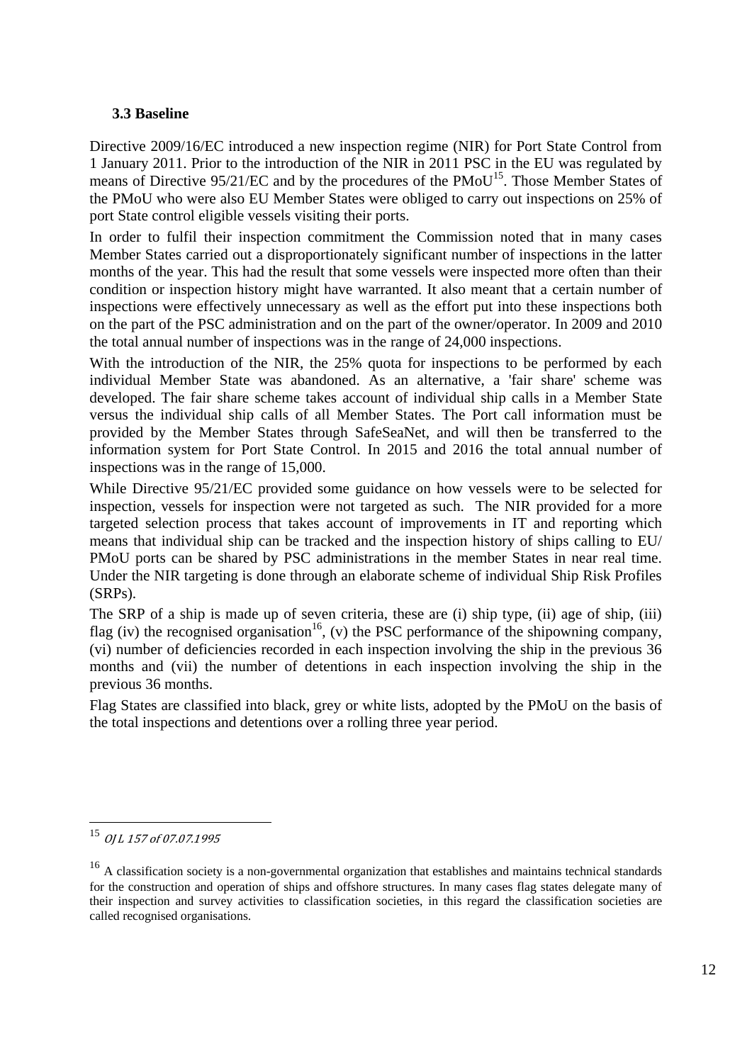### 3.3 Baseline

Directive 2009/16/EC introduced a new inspection regime (NIR) for Port State Control from 1 January 2011. Prior to the introduction of the NIR in 2011 PSC in the EU was regulated by means of Directive 95/21/EC and by the procedures of the PMoU[15]. Those Member States of the PMoU who were also EU Member States were obliged to carry out inspections on 25% of port State control eligible vessels visiting their ports.

In order to fulfil their inspection commitment the Commission noted that in many cases Member States carried out a disproportionately significant number of inspections in the latter months of the year. This had the result that some vessels were inspected more often than their condition or inspection history might have warranted. It also meant that a certain number of inspections were effectively unnecessary as well as the effort put into these inspections both on the part of the PSC administration and on the part of the owner/operator. In 2009 and 2010 the total annual number of inspections was in the range of 24,000 inspections.

With the introduction of the NIR, the 25% quota for inspections to be performed by each individual Member State was abandoned. As an alternative, a 'fair share' scheme was developed. The fair share scheme takes account of individual ship calls in a Member State versus the individual ship calls of all Member States. The Port call information must be provided by the Member States through SafeSeaNet, and will then be transferred to the information system for Port State Control. In 2015 and 2016 the total annual number of inspections was in the range of 15,000.

While Directive 95/21/EC provided some guidance on how vessels were to be selected for inspection, vessels for inspection were not targeted as such. The NIR provided for a more targeted selection process that takes account of improvements in IT and reporting which means that individual ship can be tracked and the inspection history of ships calling to EU/ PMoU ports can be shared by PSC administrations in the member States in near real time. Under the NIR targeting is done through an elaborate scheme of individual Ship Risk Profiles (SRPs).

The SRP of a ship is made up of seven criteria, these are (i) ship type, (ii) age of ship, (iii) flag (iv) the recognised organisation[16], (v) the PSC performance of the shipowning company, (vi) number of deficiencies recorded in each inspection involving the ship in the previous 36 months and (vii) the number of detentions in each inspection involving the ship in the previous 36 months.

Flag States are classified into black, grey or white lists, adopted by the PMoU on the basis of the total inspections and detentions over a rolling three year period.

---

[15] *OJ L 157 of 07.07.1995*

[16] A classification society is a non-governmental organization that establishes and maintains technical standards for the construction and operation of ships and offshore structures. In many cases flag states delegate many of their inspection and survey activities to classification societies, in this regard the classification societies are called recognised organisations.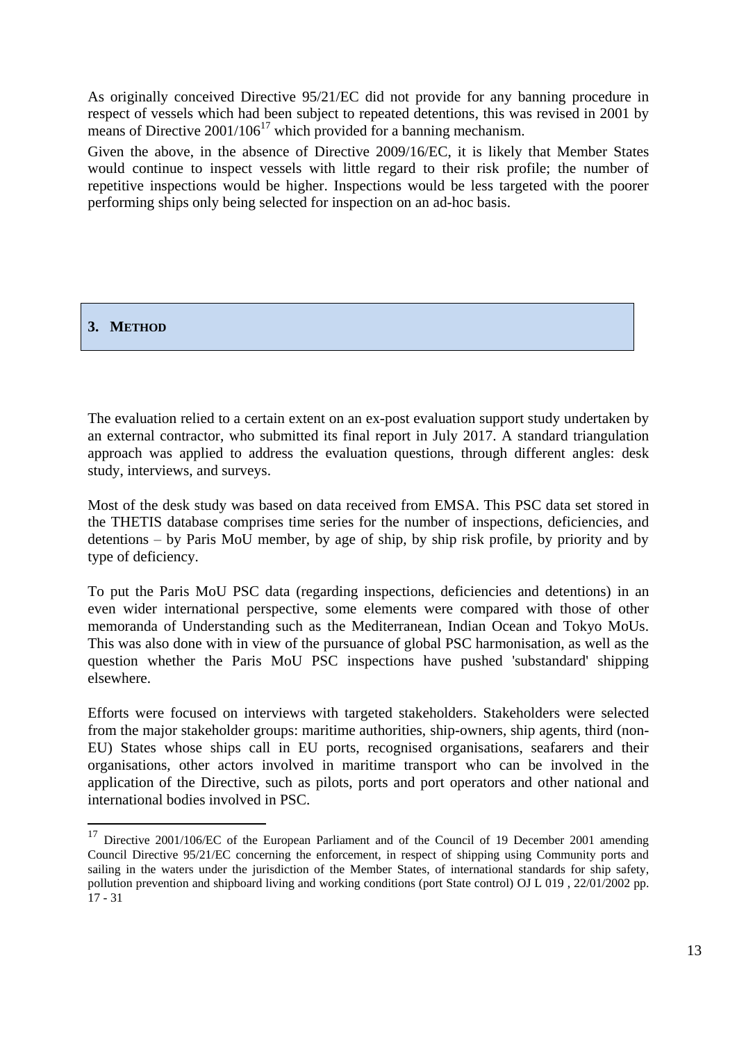As originally conceived Directive 95/21/EC did not provide for any banning procedure in respect of vessels which had been subject to repeated detentions, this was revised in 2001 by means of Directive 2001/106[17] which provided for a banning mechanism.

Given the above, in the absence of Directive 2009/16/EC, it is likely that Member States would continue to inspect vessels with little regard to their risk profile; the number of repetitive inspections would be higher. Inspections would be less targeted with the poorer performing ships only being selected for inspection on an ad-hoc basis.

## 3. METHOD

The evaluation relied to a certain extent on an ex-post evaluation support study undertaken by an external contractor, who submitted its final report in July 2017. A standard triangulation approach was applied to address the evaluation questions, through different angles: desk study, interviews, and surveys.

Most of the desk study was based on data received from EMSA. This PSC data set stored in the THETIS database comprises time series for the number of inspections, deficiencies, and detentions – by Paris MoU member, by age of ship, by ship risk profile, by priority and by type of deficiency.

To put the Paris MoU PSC data (regarding inspections, deficiencies and detentions) in an even wider international perspective, some elements were compared with those of other memoranda of Understanding such as the Mediterranean, Indian Ocean and Tokyo MoUs. This was also done with in view of the pursuance of global PSC harmonisation, as well as the question whether the Paris MoU PSC inspections have pushed 'substandard' shipping elsewhere.

Efforts were focused on interviews with targeted stakeholders. Stakeholders were selected from the major stakeholder groups: maritime authorities, ship-owners, ship agents, third (non-EU) States whose ships call in EU ports, recognised organisations, seafarers and their organisations, other actors involved in maritime transport who can be involved in the application of the Directive, such as pilots, ports and port operators and other national and international bodies involved in PSC.

---

[17] Directive 2001/106/EC of the European Parliament and of the Council of 19 December 2001 amending Council Directive 95/21/EC concerning the enforcement, in respect of shipping using Community ports and sailing in the waters under the jurisdiction of the Member States, of international standards for ship safety, pollution prevention and shipboard living and working conditions (port State control) OJ L 019 , 22/01/2002 pp. 17 - 31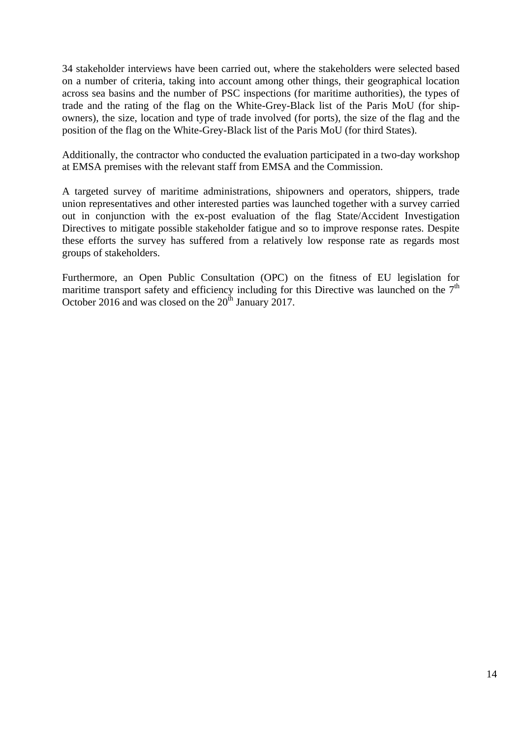34 stakeholder interviews have been carried out, where the stakeholders were selected based on a number of criteria, taking into account among other things, their geographical location across sea basins and the number of PSC inspections (for maritime authorities), the types of trade and the rating of the flag on the White-Grey-Black list of the Paris MoU (for ship-owners), the size, location and type of trade involved (for ports), the size of the flag and the position of the flag on the White-Grey-Black list of the Paris MoU (for third States).

Additionally, the contractor who conducted the evaluation participated in a two-day workshop at EMSA premises with the relevant staff from EMSA and the Commission.

A targeted survey of maritime administrations, shipowners and operators, shippers, trade union representatives and other interested parties was launched together with a survey carried out in conjunction with the ex-post evaluation of the flag State/Accident Investigation Directives to mitigate possible stakeholder fatigue and so to improve response rates. Despite these efforts the survey has suffered from a relatively low response rate as regards most groups of stakeholders.

Furthermore, an Open Public Consultation (OPC) on the fitness of EU legislation for maritime transport safety and efficiency including for this Directive was launched on the 7th October 2016 and was closed on the 20th January 2017.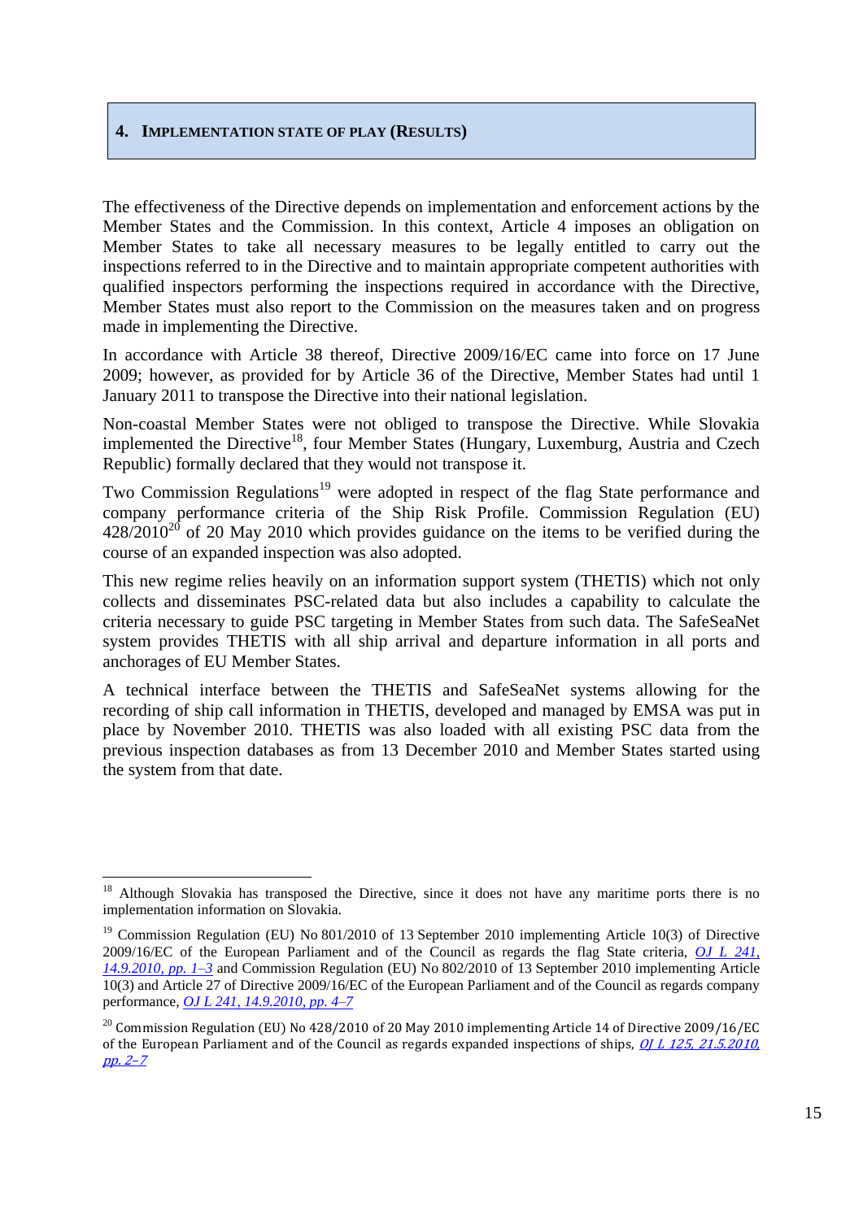## 4. IMPLEMENTATION STATE OF PLAY (RESULTS)

The effectiveness of the Directive depends on implementation and enforcement actions by the Member States and the Commission. In this context, Article 4 imposes an obligation on Member States to take all necessary measures to be legally entitled to carry out the inspections referred to in the Directive and to maintain appropriate competent authorities with qualified inspectors performing the inspections required in accordance with the Directive, Member States must also report to the Commission on the measures taken and on progress made in implementing the Directive.

In accordance with Article 38 thereof, Directive 2009/16/EC came into force on 17 June 2009; however, as provided for by Article 36 of the Directive, Member States had until 1 January 2011 to transpose the Directive into their national legislation.

Non-coastal Member States were not obliged to transpose the Directive. While Slovakia implemented the Directive[18], four Member States (Hungary, Luxemburg, Austria and Czech Republic) formally declared that they would not transpose it.

Two Commission Regulations[19] were adopted in respect of the flag State performance and company performance criteria of the Ship Risk Profile. Commission Regulation (EU) 428/2010[20] of 20 May 2010 which provides guidance on the items to be verified during the course of an expanded inspection was also adopted.

This new regime relies heavily on an information support system (THETIS) which not only collects and disseminates PSC-related data but also includes a capability to calculate the criteria necessary to guide PSC targeting in Member States from such data. The SafeSeaNet system provides THETIS with all ship arrival and departure information in all ports and anchorages of EU Member States.

A technical interface between the THETIS and SafeSeaNet systems allowing for the recording of ship call information in THETIS, developed and managed by EMSA was put in place by November 2010. THETIS was also loaded with all existing PSC data from the previous inspection databases as from 13 December 2010 and Member States started using the system from that date.

---

[18] Although Slovakia has transposed the Directive, since it does not have any maritime ports there is no implementation information on Slovakia.

[19] Commission Regulation (EU) No 801/2010 of 13 September 2010 implementing Article 10(3) of Directive 2009/16/EC of the European Parliament and of the Council as regards the flag State criteria, *OJ L 241, 14.9.2010, pp. 1–3* and Commission Regulation (EU) No 802/2010 of 13 September 2010 implementing Article 10(3) and Article 27 of Directive 2009/16/EC of the European Parliament and of the Council as regards company performance, *OJ L 241, 14.9.2010, pp. 4–7*

[20] Commission Regulation (EU) No 428/2010 of 20 May 2010 implementing Article 14 of Directive 2009/16/EC of the European Parliament and of the Council as regards expanded inspections of ships, *OJ L 125, 21.5.2010, pp. 2–7*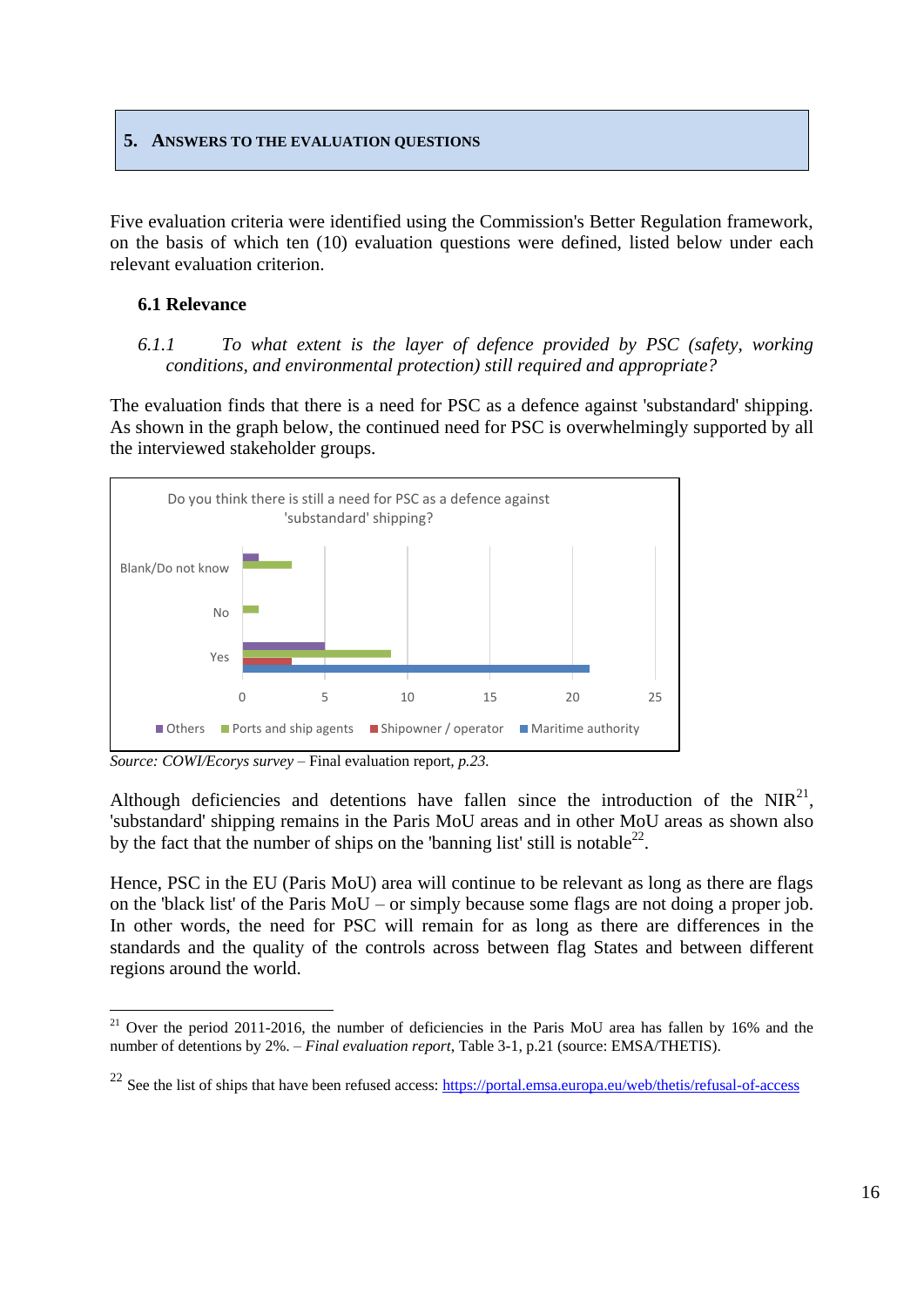# 5. Answers to the evaluation questions

Five evaluation criteria were identified using the Commission's Better Regulation framework, on the basis of which ten (10) evaluation questions were defined, listed below under each relevant evaluation criterion.

## 6.1 Relevance

### *6.1.1 To what extent is the layer of defence provided by PSC (safety, working conditions, and environmental protection) still required and appropriate?*

The evaluation finds that there is a need for PSC as a defence against 'substandard' shipping. As shown in the graph below, the continued need for PSC is overwhelmingly supported by all the interviewed stakeholder groups.

Do you think there is still a need for PSC as a defence against 'substandard' shipping?

Blank/Do not know

No

Yes

0 5 10 15 20 25

Others Ports and ship agents Shipowner / operator Maritime authority

*Source: COWI/Ecorys survey* – Final evaluation report, *p.23.*

Although deficiencies and detentions have fallen since the introduction of the NIR[21], 'substandard' shipping remains in the Paris MoU areas and in other MoU areas as shown also by the fact that the number of ships on the 'banning list' still is notable[22].

Hence, PSC in the EU (Paris MoU) area will continue to be relevant as long as there are flags on the 'black list' of the Paris MoU – or simply because some flags are not doing a proper job. In other words, the need for PSC will remain for as long as there are differences in the standards and the quality of the controls across between flag States and between different regions around the world.

---

[21] Over the period 2011-2016, the number of deficiencies in the Paris MoU area has fallen by 16% and the number of detentions by 2%. – *Final evaluation report*, Table 3-1, p.21 (source: EMSA/THETIS).

[22] See the list of ships that have been refused access: https://portal.emsa.europa.eu/web/thetis/refusal-of-access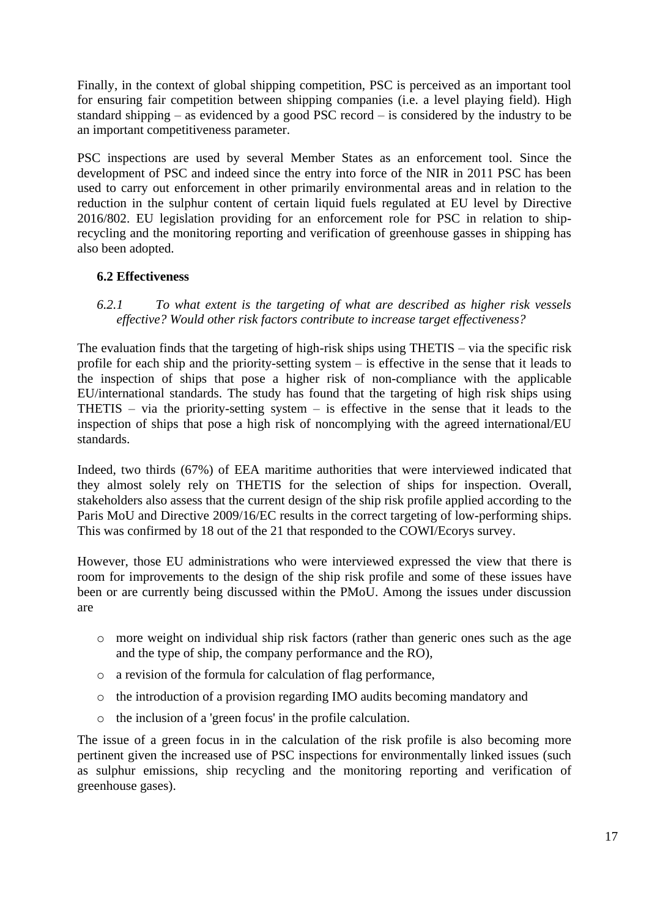Finally, in the context of global shipping competition, PSC is perceived as an important tool for ensuring fair competition between shipping companies (i.e. a level playing field). High standard shipping – as evidenced by a good PSC record – is considered by the industry to be an important competitiveness parameter.

PSC inspections are used by several Member States as an enforcement tool. Since the development of PSC and indeed since the entry into force of the NIR in 2011 PSC has been used to carry out enforcement in other primarily environmental areas and in relation to the reduction in the sulphur content of certain liquid fuels regulated at EU level by Directive 2016/802. EU legislation providing for an enforcement role for PSC in relation to ship-recycling and the monitoring reporting and verification of greenhouse gasses in shipping has also been adopted.

### 6.2 Effectiveness

#### *6.2.1 To what extent is the targeting of what are described as higher risk vessels effective? Would other risk factors contribute to increase target effectiveness?*

The evaluation finds that the targeting of high-risk ships using THETIS – via the specific risk profile for each ship and the priority-setting system – is effective in the sense that it leads to the inspection of ships that pose a higher risk of non-compliance with the applicable EU/international standards. The study has found that the targeting of high risk ships using THETIS – via the priority-setting system – is effective in the sense that it leads to the inspection of ships that pose a high risk of noncomplying with the agreed international/EU standards.

Indeed, two thirds (67%) of EEA maritime authorities that were interviewed indicated that they almost solely rely on THETIS for the selection of ships for inspection. Overall, stakeholders also assess that the current design of the ship risk profile applied according to the Paris MoU and Directive 2009/16/EC results in the correct targeting of low-performing ships. This was confirmed by 18 out of the 21 that responded to the COWI/Ecorys survey.

However, those EU administrations who were interviewed expressed the view that there is room for improvements to the design of the ship risk profile and some of these issues have been or are currently being discussed within the PMoU. Among the issues under discussion are

- more weight on individual ship risk factors (rather than generic ones such as the age and the type of ship, the company performance and the RO),
- a revision of the formula for calculation of flag performance,
- the introduction of a provision regarding IMO audits becoming mandatory and
- the inclusion of a 'green focus' in the profile calculation.

The issue of a green focus in in the calculation of the risk profile is also becoming more pertinent given the increased use of PSC inspections for environmentally linked issues (such as sulphur emissions, ship recycling and the monitoring reporting and verification of greenhouse gases).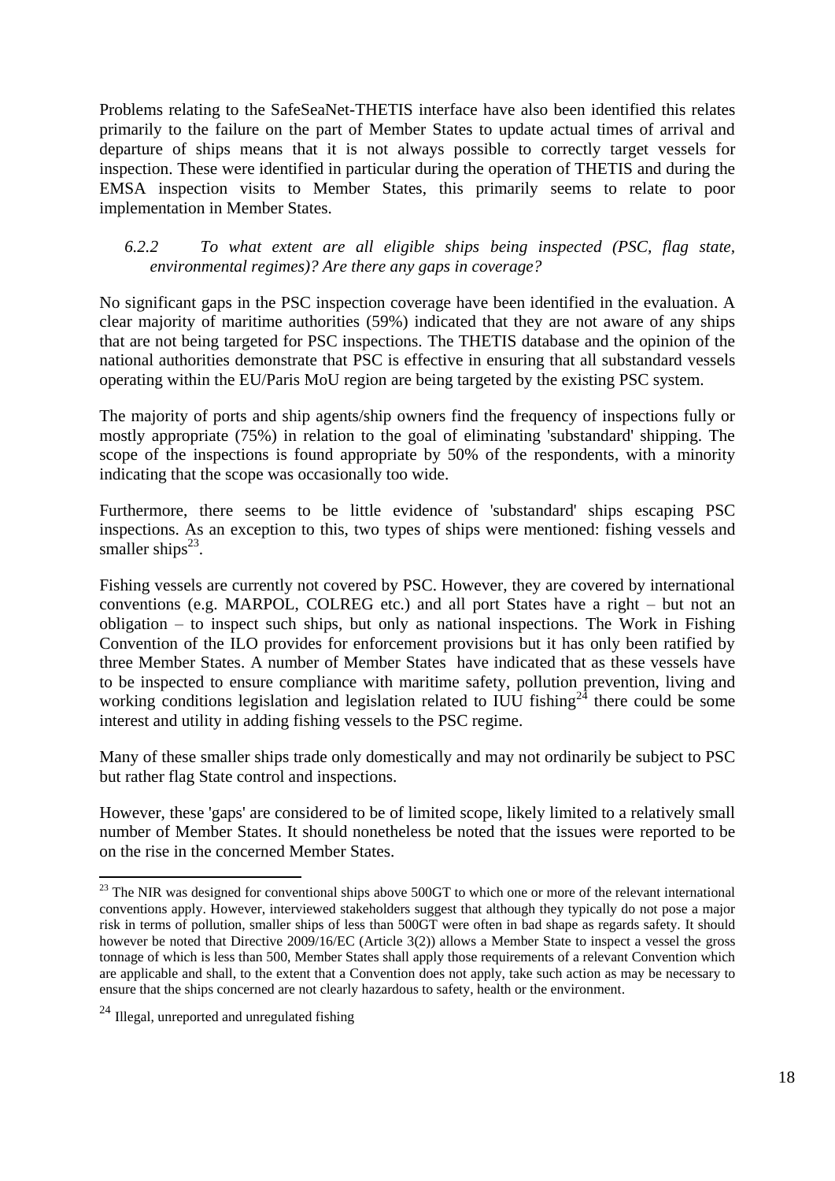Problems relating to the SafeSeaNet-THETIS interface have also been identified this relates primarily to the failure on the part of Member States to update actual times of arrival and departure of ships means that it is not always possible to correctly target vessels for inspection. These were identified in particular during the operation of THETIS and during the EMSA inspection visits to Member States, this primarily seems to relate to poor implementation in Member States.

### *6.2.2 To what extent are all eligible ships being inspected (PSC, flag state, environmental regimes)? Are there any gaps in coverage?*

No significant gaps in the PSC inspection coverage have been identified in the evaluation. A clear majority of maritime authorities (59%) indicated that they are not aware of any ships that are not being targeted for PSC inspections. The THETIS database and the opinion of the national authorities demonstrate that PSC is effective in ensuring that all substandard vessels operating within the EU/Paris MoU region are being targeted by the existing PSC system.

The majority of ports and ship agents/ship owners find the frequency of inspections fully or mostly appropriate (75%) in relation to the goal of eliminating 'substandard' shipping. The scope of the inspections is found appropriate by 50% of the respondents, with a minority indicating that the scope was occasionally too wide.

Furthermore, there seems to be little evidence of 'substandard' ships escaping PSC inspections. As an exception to this, two types of ships were mentioned: fishing vessels and smaller ships[23].

Fishing vessels are currently not covered by PSC. However, they are covered by international conventions (e.g. MARPOL, COLREG etc.) and all port States have a right – but not an obligation – to inspect such ships, but only as national inspections. The Work in Fishing Convention of the ILO provides for enforcement provisions but it has only been ratified by three Member States. A number of Member States have indicated that as these vessels have to be inspected to ensure compliance with maritime safety, pollution prevention, living and working conditions legislation and legislation related to IUU fishing[24] there could be some interest and utility in adding fishing vessels to the PSC regime.

Many of these smaller ships trade only domestically and may not ordinarily be subject to PSC but rather flag State control and inspections.

However, these 'gaps' are considered to be of limited scope, likely limited to a relatively small number of Member States. It should nonetheless be noted that the issues were reported to be on the rise in the concerned Member States.

---

[23] The NIR was designed for conventional ships above 500GT to which one or more of the relevant international conventions apply. However, interviewed stakeholders suggest that although they typically do not pose a major risk in terms of pollution, smaller ships of less than 500GT were often in bad shape as regards safety. It should however be noted that Directive 2009/16/EC (Article 3(2)) allows a Member State to inspect a vessel the gross tonnage of which is less than 500, Member States shall apply those requirements of a relevant Convention which are applicable and shall, to the extent that a Convention does not apply, take such action as may be necessary to ensure that the ships concerned are not clearly hazardous to safety, health or the environment.

[24] Illegal, unreported and unregulated fishing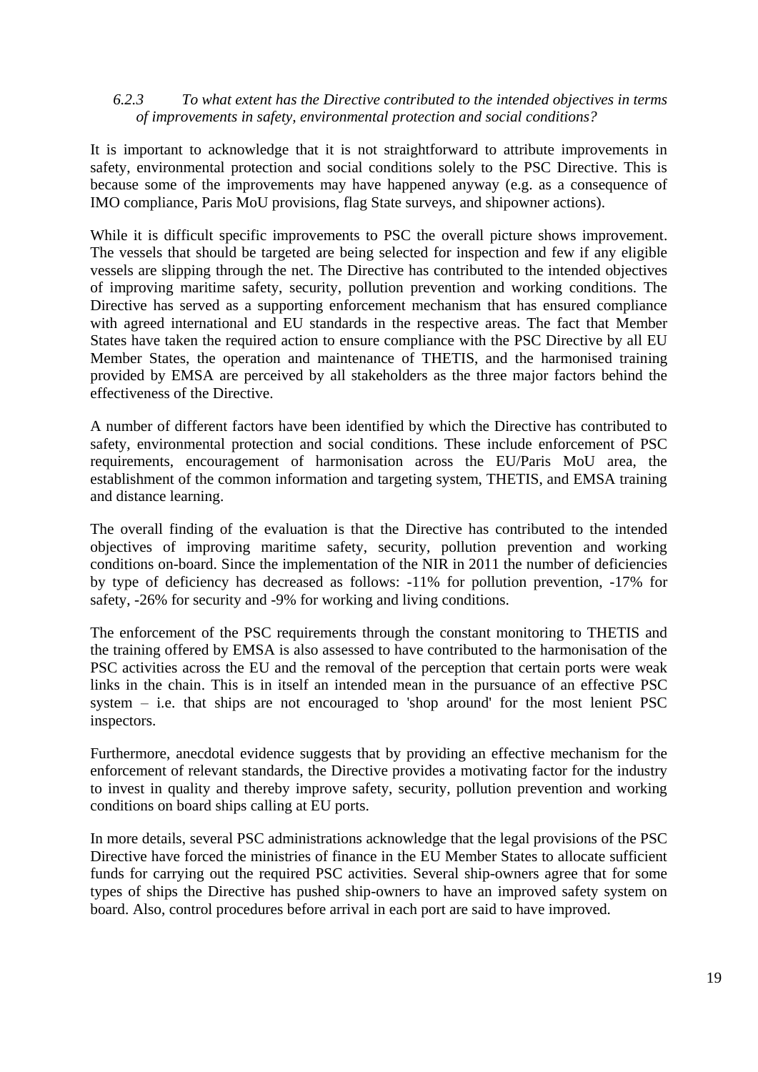### *6.2.3 To what extent has the Directive contributed to the intended objectives in terms of improvements in safety, environmental protection and social conditions?*

It is important to acknowledge that it is not straightforward to attribute improvements in safety, environmental protection and social conditions solely to the PSC Directive. This is because some of the improvements may have happened anyway (e.g. as a consequence of IMO compliance, Paris MoU provisions, flag State surveys, and shipowner actions).

While it is difficult specific improvements to PSC the overall picture shows improvement. The vessels that should be targeted are being selected for inspection and few if any eligible vessels are slipping through the net. The Directive has contributed to the intended objectives of improving maritime safety, security, pollution prevention and working conditions. The Directive has served as a supporting enforcement mechanism that has ensured compliance with agreed international and EU standards in the respective areas. The fact that Member States have taken the required action to ensure compliance with the PSC Directive by all EU Member States, the operation and maintenance of THETIS, and the harmonised training provided by EMSA are perceived by all stakeholders as the three major factors behind the effectiveness of the Directive.

A number of different factors have been identified by which the Directive has contributed to safety, environmental protection and social conditions. These include enforcement of PSC requirements, encouragement of harmonisation across the EU/Paris MoU area, the establishment of the common information and targeting system, THETIS, and EMSA training and distance learning.

The overall finding of the evaluation is that the Directive has contributed to the intended objectives of improving maritime safety, security, pollution prevention and working conditions on-board. Since the implementation of the NIR in 2011 the number of deficiencies by type of deficiency has decreased as follows: -11% for pollution prevention, -17% for safety, -26% for security and -9% for working and living conditions.

The enforcement of the PSC requirements through the constant monitoring to THETIS and the training offered by EMSA is also assessed to have contributed to the harmonisation of the PSC activities across the EU and the removal of the perception that certain ports were weak links in the chain. This is in itself an intended mean in the pursuance of an effective PSC system – i.e. that ships are not encouraged to 'shop around' for the most lenient PSC inspectors.

Furthermore, anecdotal evidence suggests that by providing an effective mechanism for the enforcement of relevant standards, the Directive provides a motivating factor for the industry to invest in quality and thereby improve safety, security, pollution prevention and working conditions on board ships calling at EU ports.

In more details, several PSC administrations acknowledge that the legal provisions of the PSC Directive have forced the ministries of finance in the EU Member States to allocate sufficient funds for carrying out the required PSC activities. Several ship-owners agree that for some types of ships the Directive has pushed ship-owners to have an improved safety system on board. Also, control procedures before arrival in each port are said to have improved.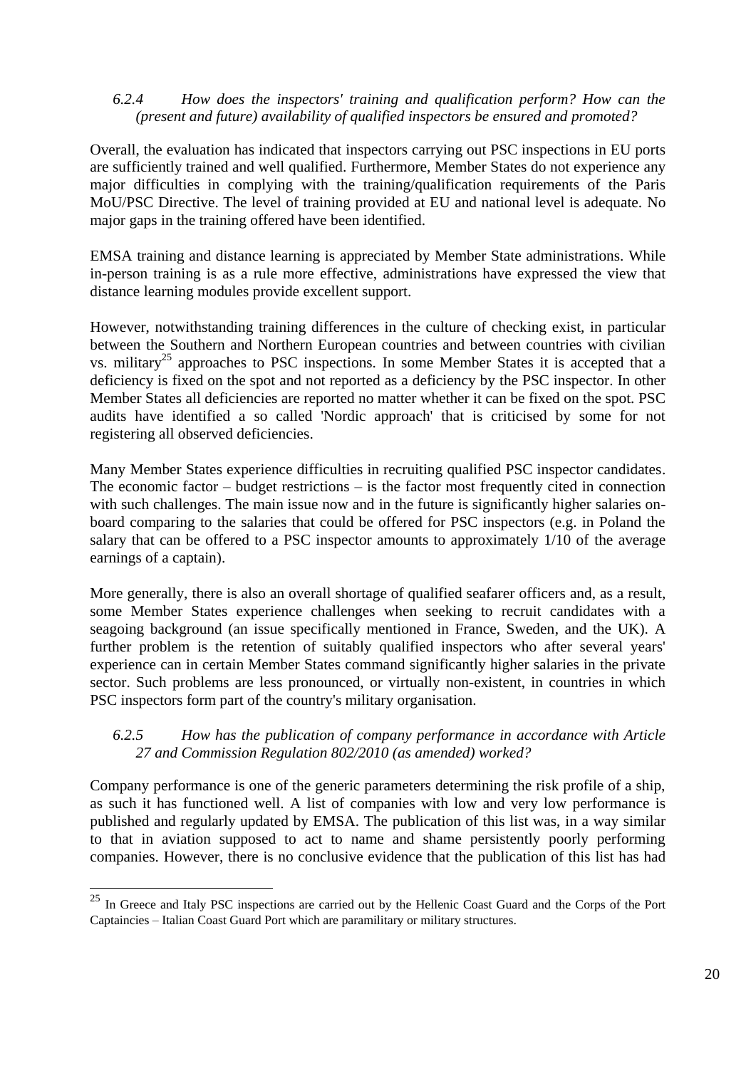### *6.2.4 How does the inspectors' training and qualification perform? How can the (present and future) availability of qualified inspectors be ensured and promoted?*

Overall, the evaluation has indicated that inspectors carrying out PSC inspections in EU ports are sufficiently trained and well qualified. Furthermore, Member States do not experience any major difficulties in complying with the training/qualification requirements of the Paris MoU/PSC Directive. The level of training provided at EU and national level is adequate. No major gaps in the training offered have been identified.

EMSA training and distance learning is appreciated by Member State administrations. While in-person training is as a rule more effective, administrations have expressed the view that distance learning modules provide excellent support.

However, notwithstanding training differences in the culture of checking exist, in particular between the Southern and Northern European countries and between countries with civilian vs. military[25] approaches to PSC inspections. In some Member States it is accepted that a deficiency is fixed on the spot and not reported as a deficiency by the PSC inspector. In other Member States all deficiencies are reported no matter whether it can be fixed on the spot. PSC audits have identified a so called 'Nordic approach' that is criticised by some for not registering all observed deficiencies.

Many Member States experience difficulties in recruiting qualified PSC inspector candidates. The economic factor – budget restrictions – is the factor most frequently cited in connection with such challenges. The main issue now and in the future is significantly higher salaries on-board comparing to the salaries that could be offered for PSC inspectors (e.g. in Poland the salary that can be offered to a PSC inspector amounts to approximately 1/10 of the average earnings of a captain).

More generally, there is also an overall shortage of qualified seafarer officers and, as a result, some Member States experience challenges when seeking to recruit candidates with a seagoing background (an issue specifically mentioned in France, Sweden, and the UK). A further problem is the retention of suitably qualified inspectors who after several years' experience can in certain Member States command significantly higher salaries in the private sector. Such problems are less pronounced, or virtually non-existent, in countries in which PSC inspectors form part of the country's military organisation.

### *6.2.5 How has the publication of company performance in accordance with Article 27 and Commission Regulation 802/2010 (as amended) worked?*

Company performance is one of the generic parameters determining the risk profile of a ship, as such it has functioned well. A list of companies with low and very low performance is published and regularly updated by EMSA. The publication of this list was, in a way similar to that in aviation supposed to act to name and shame persistently poorly performing companies. However, there is no conclusive evidence that the publication of this list has had

[25] In Greece and Italy PSC inspections are carried out by the Hellenic Coast Guard and the Corps of the Port Captaincies – Italian Coast Guard Port which are paramilitary or military structures.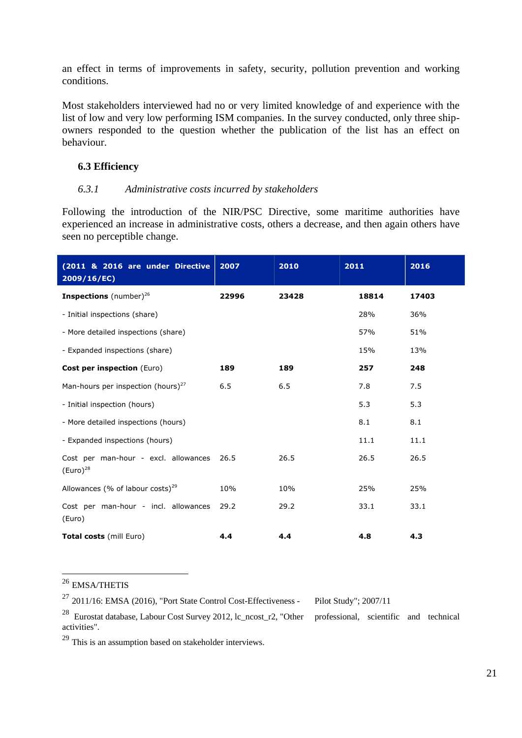an effect in terms of improvements in safety, security, pollution prevention and working conditions.

Most stakeholders interviewed had no or very limited knowledge of and experience with the list of low and very low performing ISM companies. In the survey conducted, only three ship-owners responded to the question whether the publication of the list has an effect on behaviour.

### 6.3 Efficiency

#### *6.3.1 Administrative costs incurred by stakeholders*

Following the introduction of the NIR/PSC Directive, some maritime authorities have experienced an increase in administrative costs, others a decrease, and then again others have seen no perceptible change.

| (2011 & 2016 are under Directive 2009/16/EC) | 2007 | 2010 | 2011 | 2016 |
|---|---|---|---|---|
| **Inspections** (number)[26] | **22996** | **23428** | **18814** | **17403** |
| - Initial inspections (share) | | | 28% | 36% |
| - More detailed inspections (share) | | | 57% | 51% |
| - Expanded inspections (share) | | | 15% | 13% |
| **Cost per inspection** (Euro) | **189** | **189** | **257** | **248** |
| Man-hours per inspection (hours)[27] | 6.5 | 6.5 | 7.8 | 7.5 |
| - Initial inspection (hours) | | | 5.3 | 5.3 |
| - More detailed inspections (hours) | | | 8.1 | 8.1 |
| - Expanded inspections (hours) | | | 11.1 | 11.1 |
| Cost per man-hour - excl. allowances (Euro)[28] | 26.5 | 26.5 | 26.5 | 26.5 |
| Allowances (% of labour costs)[29] | 10% | 10% | 25% | 25% |
| Cost per man-hour - incl. allowances (Euro) | 29.2 | 29.2 | 33.1 | 33.1 |
| **Total costs** (mill Euro) | **4.4** | **4.4** | **4.8** | **4.3** |

---

[26] EMSA/THETIS

[27] 2011/16: EMSA (2016), "Port State Control Cost-Effectiveness - Pilot Study"; 2007/11

[28] Eurostat database, Labour Cost Survey 2012, lc_ncost_r2, "Other professional, scientific and technical activities".

[29] This is an assumption based on stakeholder interviews.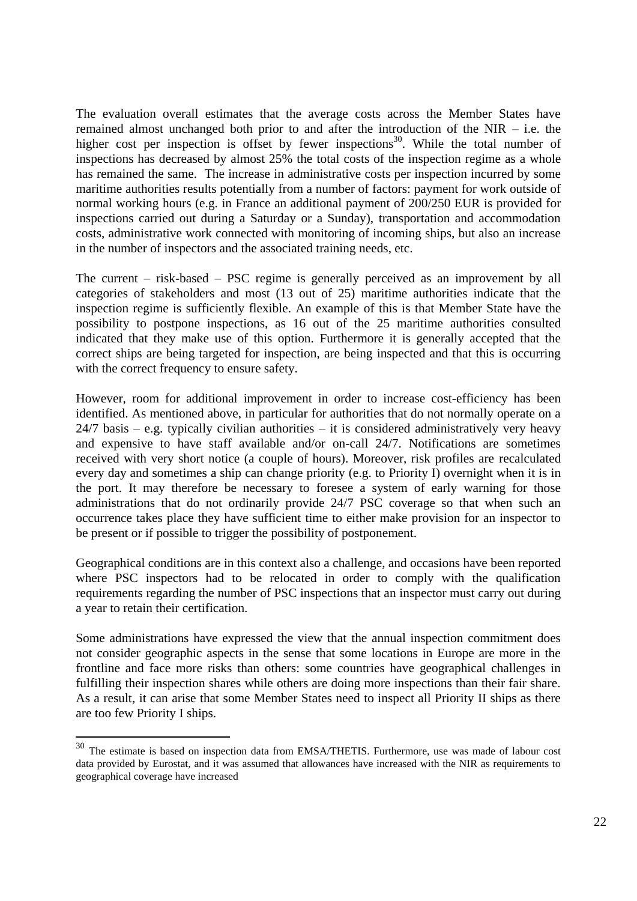The evaluation overall estimates that the average costs across the Member States have remained almost unchanged both prior to and after the introduction of the NIR – i.e. the higher cost per inspection is offset by fewer inspections[30]. While the total number of inspections has decreased by almost 25% the total costs of the inspection regime as a whole has remained the same. The increase in administrative costs per inspection incurred by some maritime authorities results potentially from a number of factors: payment for work outside of normal working hours (e.g. in France an additional payment of 200/250 EUR is provided for inspections carried out during a Saturday or a Sunday), transportation and accommodation costs, administrative work connected with monitoring of incoming ships, but also an increase in the number of inspectors and the associated training needs, etc.

The current – risk-based – PSC regime is generally perceived as an improvement by all categories of stakeholders and most (13 out of 25) maritime authorities indicate that the inspection regime is sufficiently flexible. An example of this is that Member State have the possibility to postpone inspections, as 16 out of the 25 maritime authorities consulted indicated that they make use of this option. Furthermore it is generally accepted that the correct ships are being targeted for inspection, are being inspected and that this is occurring with the correct frequency to ensure safety.

However, room for additional improvement in order to increase cost-efficiency has been identified. As mentioned above, in particular for authorities that do not normally operate on a 24/7 basis – e.g. typically civilian authorities – it is considered administratively very heavy and expensive to have staff available and/or on-call 24/7. Notifications are sometimes received with very short notice (a couple of hours). Moreover, risk profiles are recalculated every day and sometimes a ship can change priority (e.g. to Priority I) overnight when it is in the port. It may therefore be necessary to foresee a system of early warning for those administrations that do not ordinarily provide 24/7 PSC coverage so that when such an occurrence takes place they have sufficient time to either make provision for an inspector to be present or if possible to trigger the possibility of postponement.

Geographical conditions are in this context also a challenge, and occasions have been reported where PSC inspectors had to be relocated in order to comply with the qualification requirements regarding the number of PSC inspections that an inspector must carry out during a year to retain their certification.

Some administrations have expressed the view that the annual inspection commitment does not consider geographic aspects in the sense that some locations in Europe are more in the frontline and face more risks than others: some countries have geographical challenges in fulfilling their inspection shares while others are doing more inspections than their fair share. As a result, it can arise that some Member States need to inspect all Priority II ships as there are too few Priority I ships.

[30] The estimate is based on inspection data from EMSA/THETIS. Furthermore, use was made of labour cost data provided by Eurostat, and it was assumed that allowances have increased with the NIR as requirements to geographical coverage have increased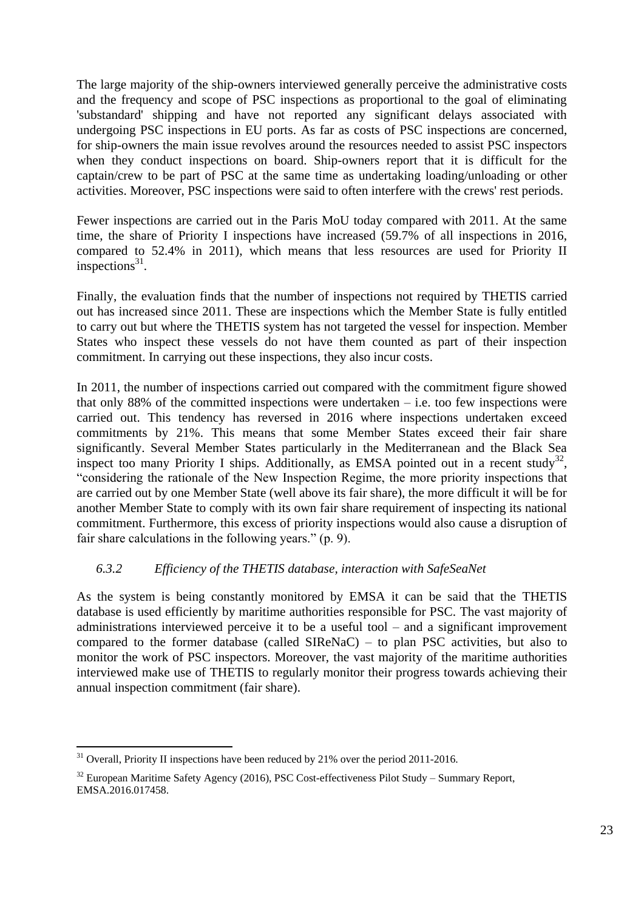The large majority of the ship-owners interviewed generally perceive the administrative costs and the frequency and scope of PSC inspections as proportional to the goal of eliminating 'substandard' shipping and have not reported any significant delays associated with undergoing PSC inspections in EU ports. As far as costs of PSC inspections are concerned, for ship-owners the main issue revolves around the resources needed to assist PSC inspectors when they conduct inspections on board. Ship-owners report that it is difficult for the captain/crew to be part of PSC at the same time as undertaking loading/unloading or other activities. Moreover, PSC inspections were said to often interfere with the crews' rest periods.

Fewer inspections are carried out in the Paris MoU today compared with 2011. At the same time, the share of Priority I inspections have increased (59.7% of all inspections in 2016, compared to 52.4% in 2011), which means that less resources are used for Priority II inspections[31].

Finally, the evaluation finds that the number of inspections not required by THETIS carried out has increased since 2011. These are inspections which the Member State is fully entitled to carry out but where the THETIS system has not targeted the vessel for inspection. Member States who inspect these vessels do not have them counted as part of their inspection commitment. In carrying out these inspections, they also incur costs.

In 2011, the number of inspections carried out compared with the commitment figure showed that only 88% of the committed inspections were undertaken – i.e. too few inspections were carried out. This tendency has reversed in 2016 where inspections undertaken exceed commitments by 21%. This means that some Member States exceed their fair share significantly. Several Member States particularly in the Mediterranean and the Black Sea inspect too many Priority I ships. Additionally, as EMSA pointed out in a recent study[32], "considering the rationale of the New Inspection Regime, the more priority inspections that are carried out by one Member State (well above its fair share), the more difficult it will be for another Member State to comply with its own fair share requirement of inspecting its national commitment. Furthermore, this excess of priority inspections would also cause a disruption of fair share calculations in the following years." (p. 9).

### *6.3.2 Efficiency of the THETIS database, interaction with SafeSeaNet*

As the system is being constantly monitored by EMSA it can be said that the THETIS database is used efficiently by maritime authorities responsible for PSC. The vast majority of administrations interviewed perceive it to be a useful tool – and a significant improvement compared to the former database (called SIReNaC) – to plan PSC activities, but also to monitor the work of PSC inspectors. Moreover, the vast majority of the maritime authorities interviewed make use of THETIS to regularly monitor their progress towards achieving their annual inspection commitment (fair share).

---

[31] Overall, Priority II inspections have been reduced by 21% over the period 2011-2016.

[32] European Maritime Safety Agency (2016), PSC Cost-effectiveness Pilot Study – Summary Report, EMSA.2016.017458.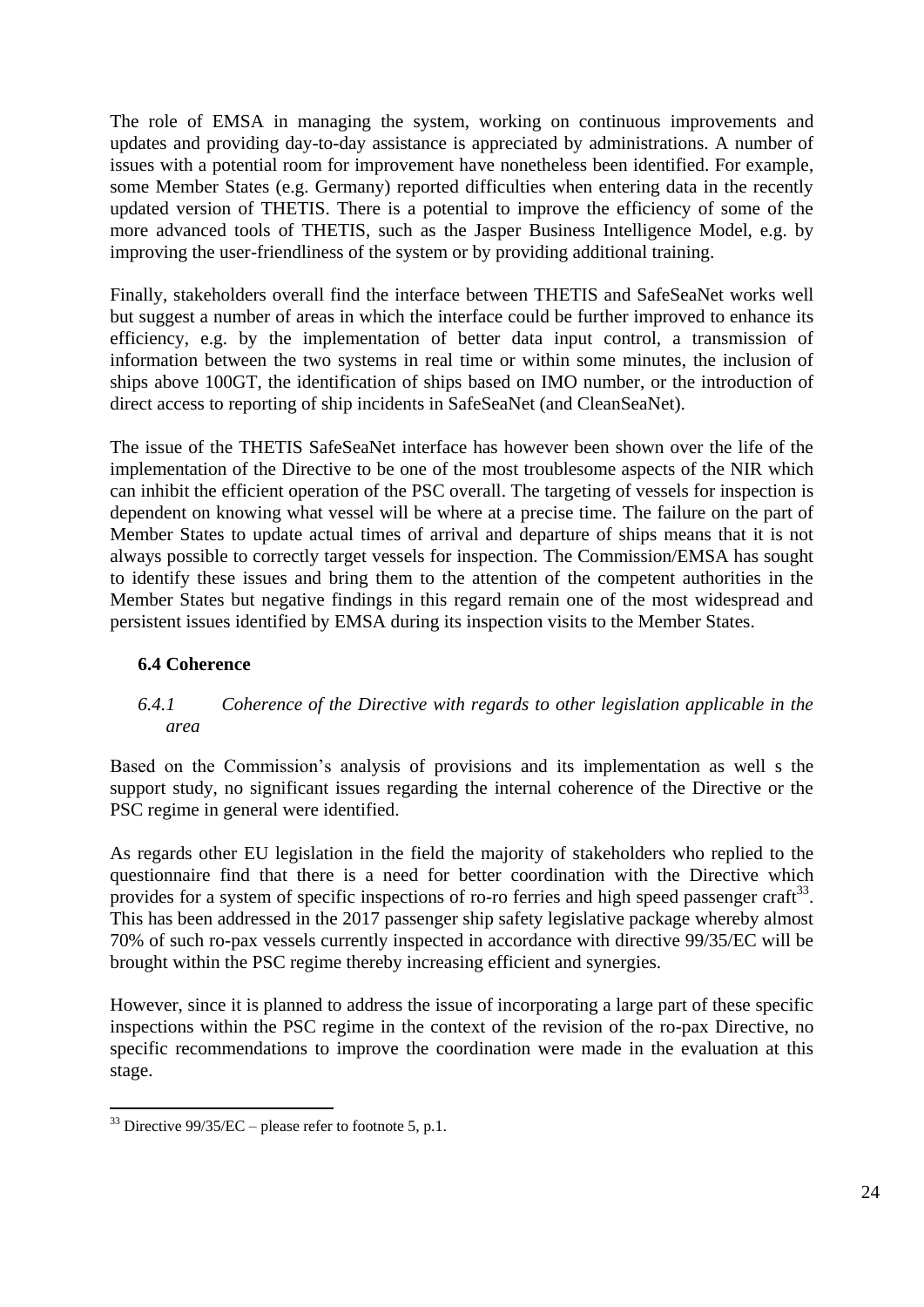The role of EMSA in managing the system, working on continuous improvements and updates and providing day-to-day assistance is appreciated by administrations. A number of issues with a potential room for improvement have nonetheless been identified. For example, some Member States (e.g. Germany) reported difficulties when entering data in the recently updated version of THETIS. There is a potential to improve the efficiency of some of the more advanced tools of THETIS, such as the Jasper Business Intelligence Model, e.g. by improving the user-friendliness of the system or by providing additional training.

Finally, stakeholders overall find the interface between THETIS and SafeSeaNet works well but suggest a number of areas in which the interface could be further improved to enhance its efficiency, e.g. by the implementation of better data input control, a transmission of information between the two systems in real time or within some minutes, the inclusion of ships above 100GT, the identification of ships based on IMO number, or the introduction of direct access to reporting of ship incidents in SafeSeaNet (and CleanSeaNet).

The issue of the THETIS SafeSeaNet interface has however been shown over the life of the implementation of the Directive to be one of the most troublesome aspects of the NIR which can inhibit the efficient operation of the PSC overall. The targeting of vessels for inspection is dependent on knowing what vessel will be where at a precise time. The failure on the part of Member States to update actual times of arrival and departure of ships means that it is not always possible to correctly target vessels for inspection. The Commission/EMSA has sought to identify these issues and bring them to the attention of the competent authorities in the Member States but negative findings in this regard remain one of the most widespread and persistent issues identified by EMSA during its inspection visits to the Member States.

### 6.4 Coherence

#### *6.4.1 Coherence of the Directive with regards to other legislation applicable in the area*

Based on the Commission's analysis of provisions and its implementation as well s the support study, no significant issues regarding the internal coherence of the Directive or the PSC regime in general were identified.

As regards other EU legislation in the field the majority of stakeholders who replied to the questionnaire find that there is a need for better coordination with the Directive which provides for a system of specific inspections of ro-ro ferries and high speed passenger craft[33]. This has been addressed in the 2017 passenger ship safety legislative package whereby almost 70% of such ro-pax vessels currently inspected in accordance with directive 99/35/EC will be brought within the PSC regime thereby increasing efficient and synergies.

However, since it is planned to address the issue of incorporating a large part of these specific inspections within the PSC regime in the context of the revision of the ro-pax Directive, no specific recommendations to improve the coordination were made in the evaluation at this stage.

---

[33] Directive 99/35/EC – please refer to footnote 5, p.1.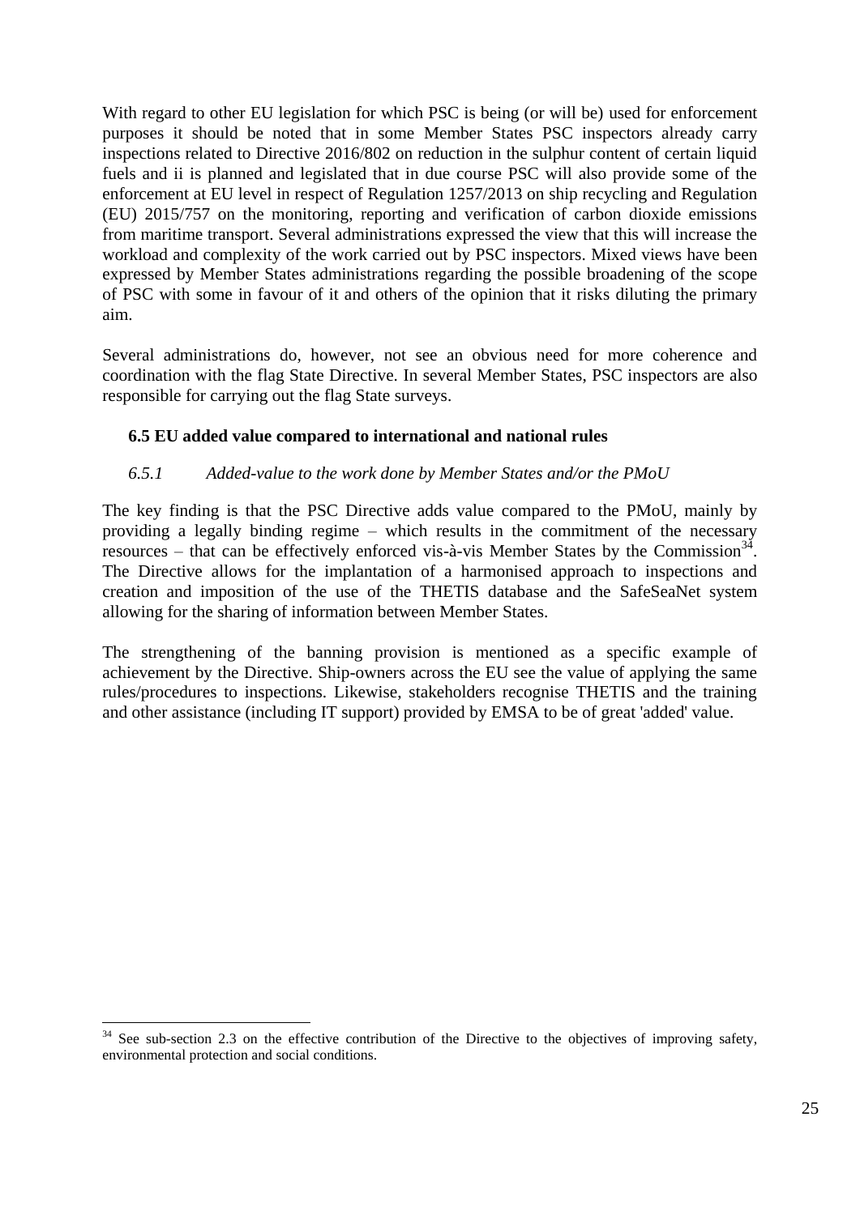With regard to other EU legislation for which PSC is being (or will be) used for enforcement purposes it should be noted that in some Member States PSC inspectors already carry inspections related to Directive 2016/802 on reduction in the sulphur content of certain liquid fuels and ii is planned and legislated that in due course PSC will also provide some of the enforcement at EU level in respect of Regulation 1257/2013 on ship recycling and Regulation (EU) 2015/757 on the monitoring, reporting and verification of carbon dioxide emissions from maritime transport. Several administrations expressed the view that this will increase the workload and complexity of the work carried out by PSC inspectors. Mixed views have been expressed by Member States administrations regarding the possible broadening of the scope of PSC with some in favour of it and others of the opinion that it risks diluting the primary aim.

Several administrations do, however, not see an obvious need for more coherence and coordination with the flag State Directive. In several Member States, PSC inspectors are also responsible for carrying out the flag State surveys.

### 6.5 EU added value compared to international and national rules

#### *6.5.1 Added-value to the work done by Member States and/or the PMoU*

The key finding is that the PSC Directive adds value compared to the PMoU, mainly by providing a legally binding regime – which results in the commitment of the necessary resources – that can be effectively enforced vis-à-vis Member States by the Commission[34]. The Directive allows for the implantation of a harmonised approach to inspections and creation and imposition of the use of the THETIS database and the SafeSeaNet system allowing for the sharing of information between Member States.

The strengthening of the banning provision is mentioned as a specific example of achievement by the Directive. Ship-owners across the EU see the value of applying the same rules/procedures to inspections. Likewise, stakeholders recognise THETIS and the training and other assistance (including IT support) provided by EMSA to be of great 'added' value.

[34] See sub-section 2.3 on the effective contribution of the Directive to the objectives of improving safety, environmental protection and social conditions.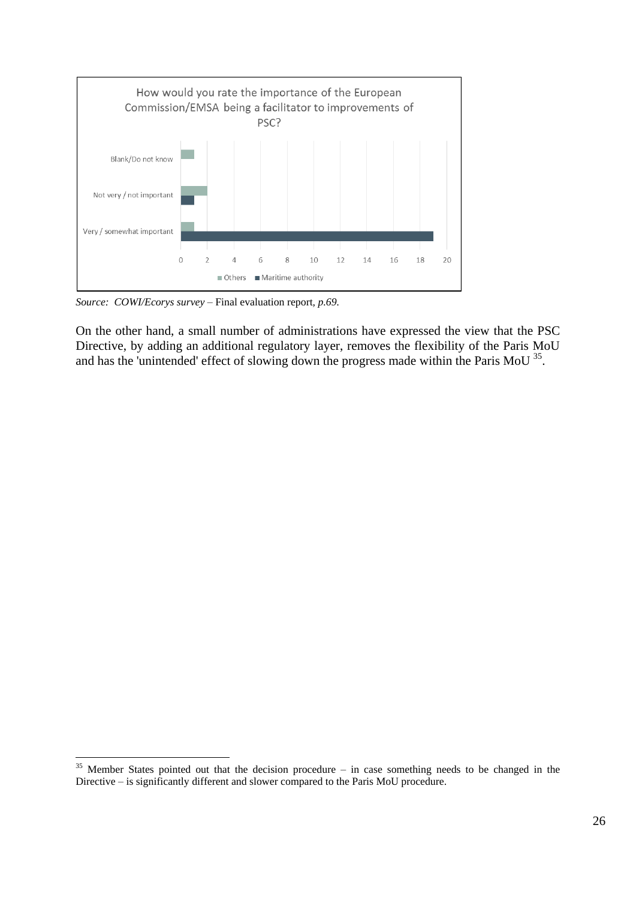How would you rate the importance of the European Commission/EMSA being a facilitator to improvements of PSC?

Blank/Do not know

Not very / not important

Very / somewhat important

0 2 4 6 8 10 12 14 16 18 20

Others Maritime authority

*Source: COWI/Ecorys survey* – Final evaluation report*, p.69.*

On the other hand, a small number of administrations have expressed the view that the PSC Directive, by adding an additional regulatory layer, removes the flexibility of the Paris MoU and has the 'unintended' effect of slowing down the progress made within the Paris MoU [35].

[35] Member States pointed out that the decision procedure – in case something needs to be changed in the Directive – is significantly different and slower compared to the Paris MoU procedure.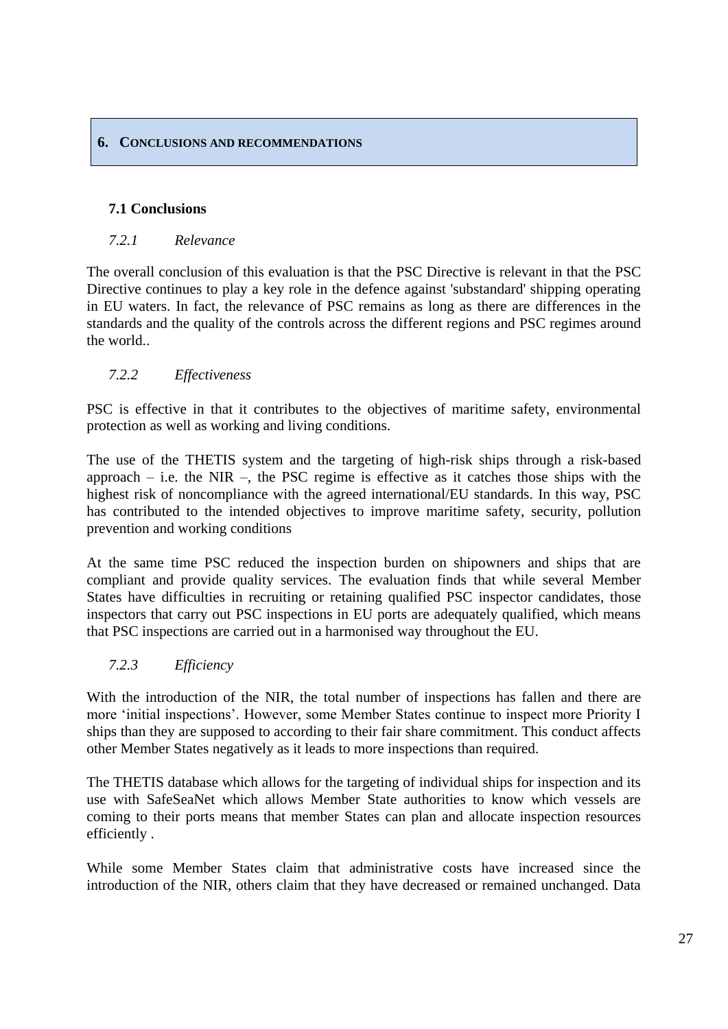## 6. Conclusions and Recommendations

### 7.1 Conclusions

#### *7.2.1 Relevance*

The overall conclusion of this evaluation is that the PSC Directive is relevant in that the PSC Directive continues to play a key role in the defence against 'substandard' shipping operating in EU waters. In fact, the relevance of PSC remains as long as there are differences in the standards and the quality of the controls across the different regions and PSC regimes around the world..

#### *7.2.2 Effectiveness*

PSC is effective in that it contributes to the objectives of maritime safety, environmental protection as well as working and living conditions.

The use of the THETIS system and the targeting of high-risk ships through a risk-based approach – i.e. the NIR –, the PSC regime is effective as it catches those ships with the highest risk of noncompliance with the agreed international/EU standards. In this way, PSC has contributed to the intended objectives to improve maritime safety, security, pollution prevention and working conditions

At the same time PSC reduced the inspection burden on shipowners and ships that are compliant and provide quality services. The evaluation finds that while several Member States have difficulties in recruiting or retaining qualified PSC inspector candidates, those inspectors that carry out PSC inspections in EU ports are adequately qualified, which means that PSC inspections are carried out in a harmonised way throughout the EU.

#### *7.2.3 Efficiency*

With the introduction of the NIR, the total number of inspections has fallen and there are more 'initial inspections'. However, some Member States continue to inspect more Priority I ships than they are supposed to according to their fair share commitment. This conduct affects other Member States negatively as it leads to more inspections than required.

The THETIS database which allows for the targeting of individual ships for inspection and its use with SafeSeaNet which allows Member State authorities to know which vessels are coming to their ports means that member States can plan and allocate inspection resources efficiently .

While some Member States claim that administrative costs have increased since the introduction of the NIR, others claim that they have decreased or remained unchanged. Data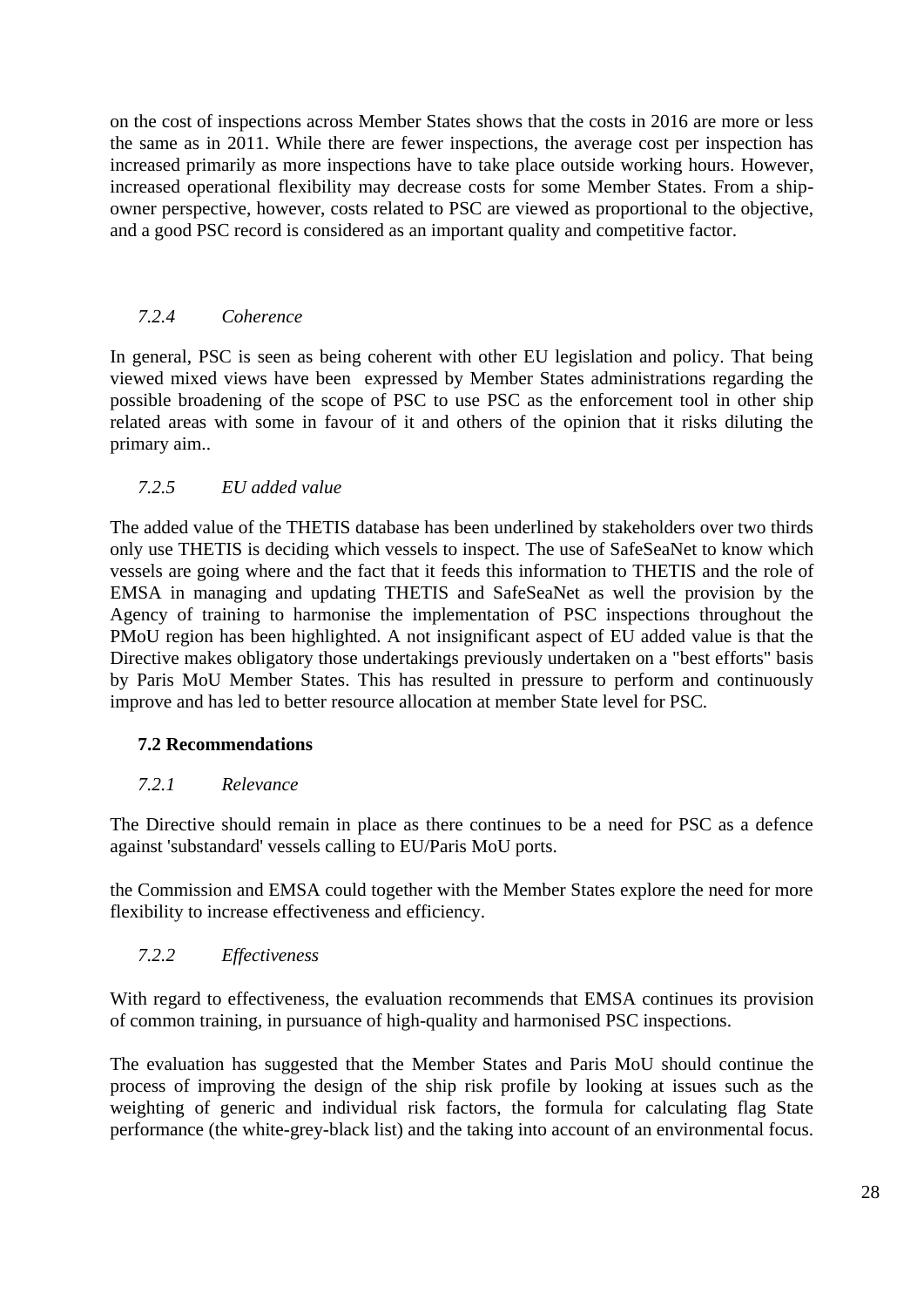on the cost of inspections across Member States shows that the costs in 2016 are more or less the same as in 2011. While there are fewer inspections, the average cost per inspection has increased primarily as more inspections have to take place outside working hours. However, increased operational flexibility may decrease costs for some Member States. From a ship-owner perspective, however, costs related to PSC are viewed as proportional to the objective, and a good PSC record is considered as an important quality and competitive factor.

### *7.2.4 Coherence*

In general, PSC is seen as being coherent with other EU legislation and policy. That being viewed mixed views have been expressed by Member States administrations regarding the possible broadening of the scope of PSC to use PSC as the enforcement tool in other ship related areas with some in favour of it and others of the opinion that it risks diluting the primary aim..

### *7.2.5 EU added value*

The added value of the THETIS database has been underlined by stakeholders over two thirds only use THETIS is deciding which vessels to inspect. The use of SafeSeaNet to know which vessels are going where and the fact that it feeds this information to THETIS and the role of EMSA in managing and updating THETIS and SafeSeaNet as well the provision by the Agency of training to harmonise the implementation of PSC inspections throughout the PMoU region has been highlighted. A not insignificant aspect of EU added value is that the Directive makes obligatory those undertakings previously undertaken on a "best efforts" basis by Paris MoU Member States. This has resulted in pressure to perform and continuously improve and has led to better resource allocation at member State level for PSC.

## **7.2 Recommendations**

### *7.2.1 Relevance*

The Directive should remain in place as there continues to be a need for PSC as a defence against 'substandard' vessels calling to EU/Paris MoU ports.

the Commission and EMSA could together with the Member States explore the need for more flexibility to increase effectiveness and efficiency.

### *7.2.2 Effectiveness*

With regard to effectiveness, the evaluation recommends that EMSA continues its provision of common training, in pursuance of high-quality and harmonised PSC inspections.

The evaluation has suggested that the Member States and Paris MoU should continue the process of improving the design of the ship risk profile by looking at issues such as the weighting of generic and individual risk factors, the formula for calculating flag State performance (the white-grey-black list) and the taking into account of an environmental focus.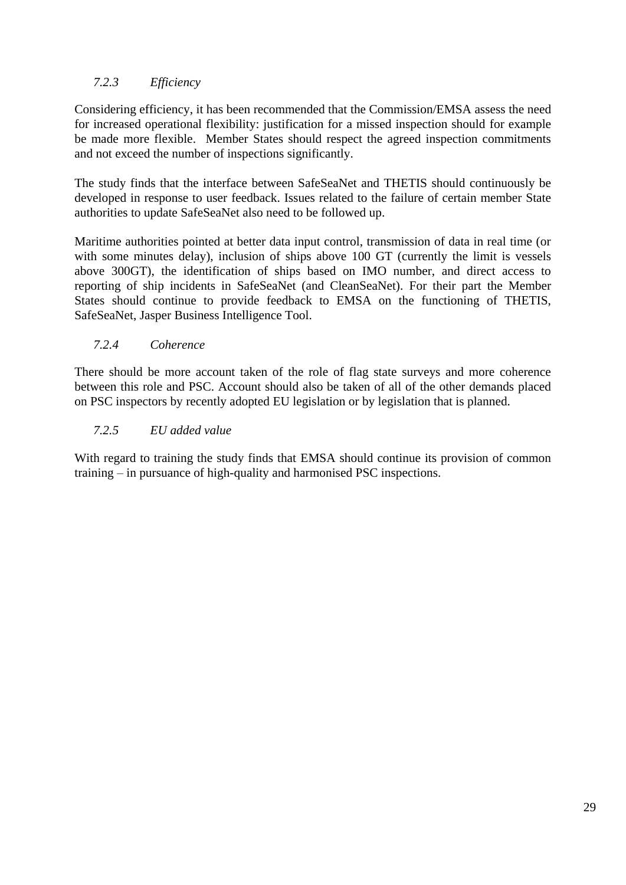### *7.2.3 Efficiency*

Considering efficiency, it has been recommended that the Commission/EMSA assess the need for increased operational flexibility: justification for a missed inspection should for example be made more flexible. Member States should respect the agreed inspection commitments and not exceed the number of inspections significantly.

The study finds that the interface between SafeSeaNet and THETIS should continuously be developed in response to user feedback. Issues related to the failure of certain member State authorities to update SafeSeaNet also need to be followed up.

Maritime authorities pointed at better data input control, transmission of data in real time (or with some minutes delay), inclusion of ships above 100 GT (currently the limit is vessels above 300GT), the identification of ships based on IMO number, and direct access to reporting of ship incidents in SafeSeaNet (and CleanSeaNet). For their part the Member States should continue to provide feedback to EMSA on the functioning of THETIS, SafeSeaNet, Jasper Business Intelligence Tool.

### *7.2.4 Coherence*

There should be more account taken of the role of flag state surveys and more coherence between this role and PSC. Account should also be taken of all of the other demands placed on PSC inspectors by recently adopted EU legislation or by legislation that is planned.

### *7.2.5 EU added value*

With regard to training the study finds that EMSA should continue its provision of common training – in pursuance of high-quality and harmonised PSC inspections.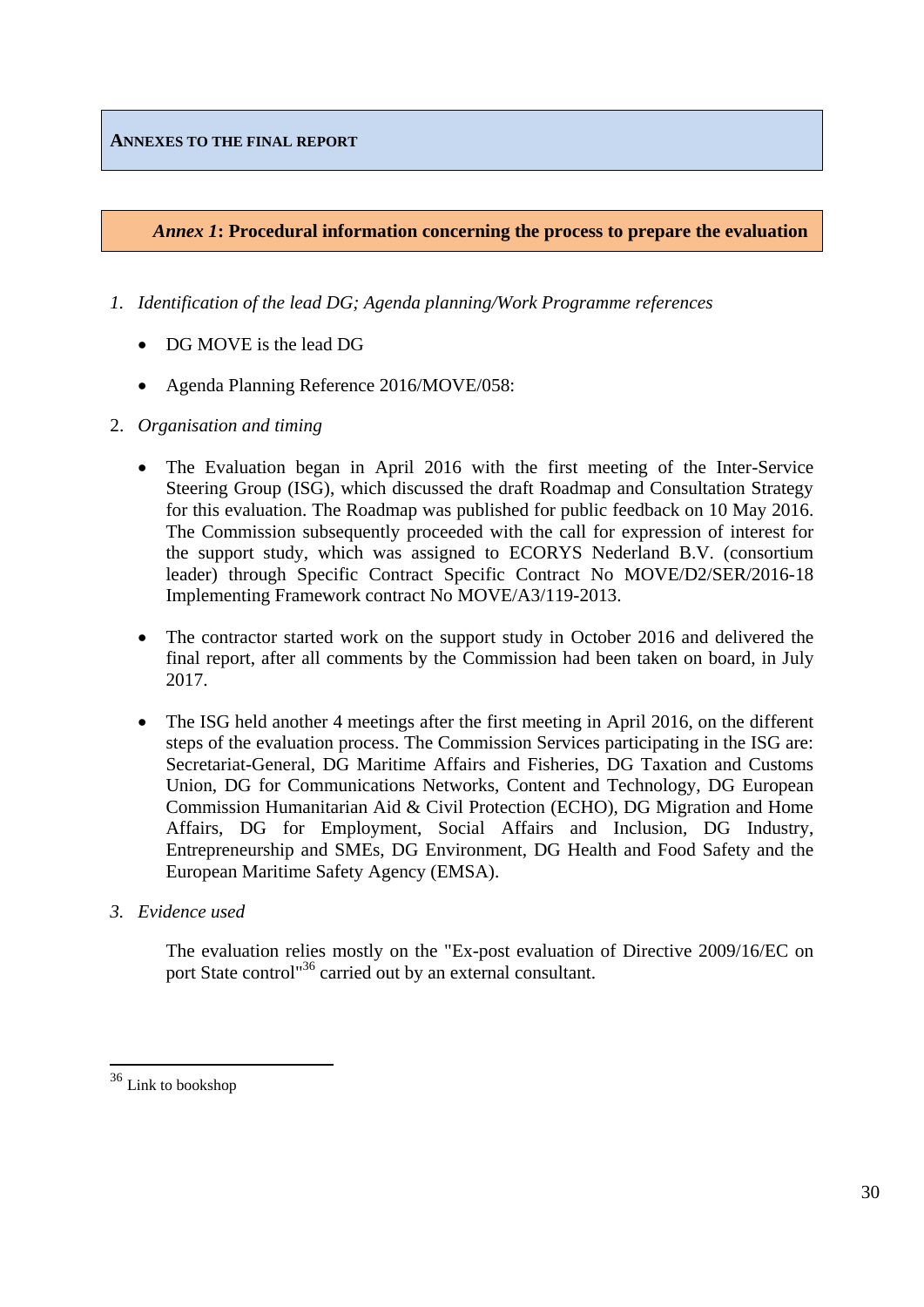## ANNEXES TO THE FINAL REPORT

### *Annex 1*: Procedural information concerning the process to prepare the evaluation

1. *Identification of the lead DG; Agenda planning/Work Programme references*

   - DG MOVE is the lead DG
   - Agenda Planning Reference 2016/MOVE/058:

2. *Organisation and timing*

   - The Evaluation began in April 2016 with the first meeting of the Inter-Service Steering Group (ISG), which discussed the draft Roadmap and Consultation Strategy for this evaluation. The Roadmap was published for public feedback on 10 May 2016. The Commission subsequently proceeded with the call for expression of interest for the support study, which was assigned to ECORYS Nederland B.V. (consortium leader) through Specific Contract Specific Contract No MOVE/D2/SER/2016-18 Implementing Framework contract No MOVE/A3/119-2013.
   - The contractor started work on the support study in October 2016 and delivered the final report, after all comments by the Commission had been taken on board, in July 2017.
   - The ISG held another 4 meetings after the first meeting in April 2016, on the different steps of the evaluation process. The Commission Services participating in the ISG are: Secretariat-General, DG Maritime Affairs and Fisheries, DG Taxation and Customs Union, DG for Communications Networks, Content and Technology, DG European Commission Humanitarian Aid & Civil Protection (ECHO), DG Migration and Home Affairs, DG for Employment, Social Affairs and Inclusion, DG Industry, Entrepreneurship and SMEs, DG Environment, DG Health and Food Safety and the European Maritime Safety Agency (EMSA).

3. *Evidence used*

   The evaluation relies mostly on the "Ex-post evaluation of Directive 2009/16/EC on port State control"[36] carried out by an external consultant.

[36] Link to bookshop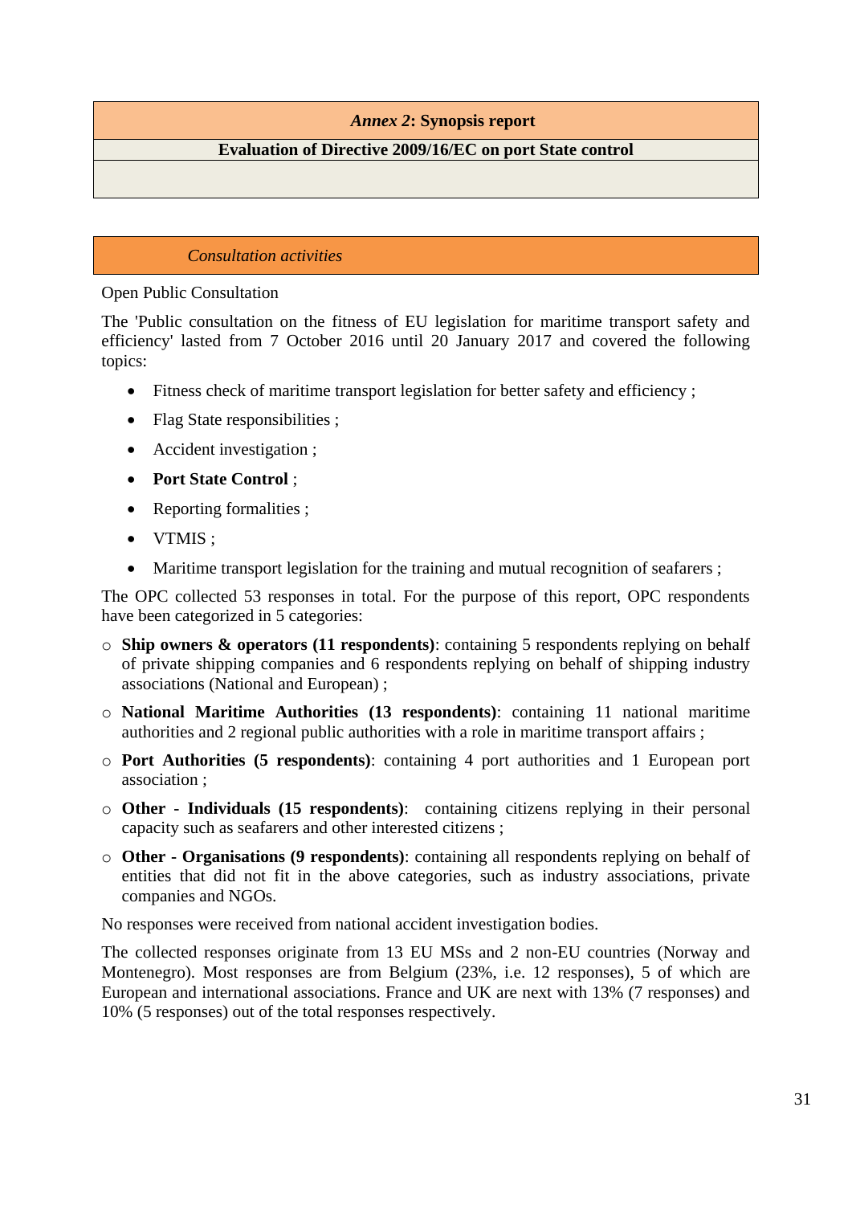## *Annex 2*: Synopsis report

**Evaluation of Directive 2009/16/EC on port State control**

### *Consultation activities*

Open Public Consultation

The 'Public consultation on the fitness of EU legislation for maritime transport safety and efficiency' lasted from 7 October 2016 until 20 January 2017 and covered the following topics:

- Fitness check of maritime transport legislation for better safety and efficiency ;
- Flag State responsibilities ;
- Accident investigation ;
- **Port State Control** ;
- Reporting formalities ;
- VTMIS ;
- Maritime transport legislation for the training and mutual recognition of seafarers ;

The OPC collected 53 responses in total. For the purpose of this report, OPC respondents have been categorized in 5 categories:

- **Ship owners & operators (11 respondents)**: containing 5 respondents replying on behalf of private shipping companies and 6 respondents replying on behalf of shipping industry associations (National and European) ;
- **National Maritime Authorities (13 respondents)**: containing 11 national maritime authorities and 2 regional public authorities with a role in maritime transport affairs ;
- **Port Authorities (5 respondents)**: containing 4 port authorities and 1 European port association ;
- **Other - Individuals (15 respondents)**: containing citizens replying in their personal capacity such as seafarers and other interested citizens ;
- **Other - Organisations (9 respondents)**: containing all respondents replying on behalf of entities that did not fit in the above categories, such as industry associations, private companies and NGOs.

No responses were received from national accident investigation bodies.

The collected responses originate from 13 EU MSs and 2 non-EU countries (Norway and Montenegro). Most responses are from Belgium (23%, i.e. 12 responses), 5 of which are European and international associations. France and UK are next with 13% (7 responses) and 10% (5 responses) out of the total responses respectively.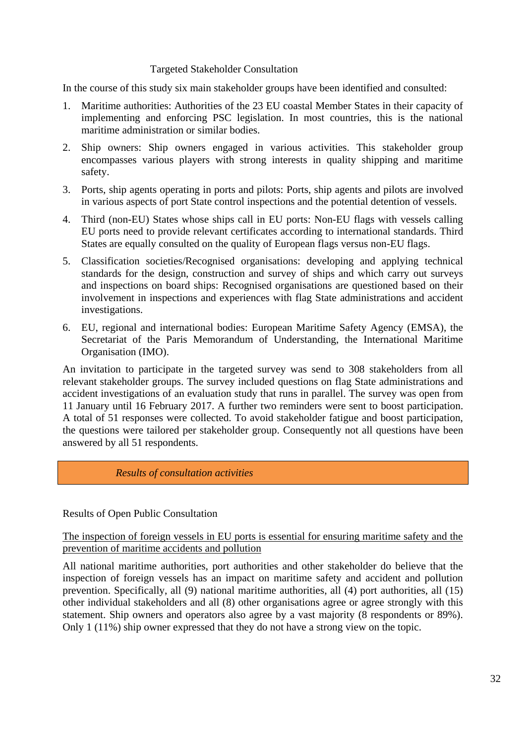Targeted Stakeholder Consultation

In the course of this study six main stakeholder groups have been identified and consulted:

1. Maritime authorities: Authorities of the 23 EU coastal Member States in their capacity of implementing and enforcing PSC legislation. In most countries, this is the national maritime administration or similar bodies.
2. Ship owners: Ship owners engaged in various activities. This stakeholder group encompasses various players with strong interests in quality shipping and maritime safety.
3. Ports, ship agents operating in ports and pilots: Ports, ship agents and pilots are involved in various aspects of port State control inspections and the potential detention of vessels.
4. Third (non-EU) States whose ships call in EU ports: Non-EU flags with vessels calling EU ports need to provide relevant certificates according to international standards. Third States are equally consulted on the quality of European flags versus non-EU flags.
5. Classification societies/Recognised organisations: developing and applying technical standards for the design, construction and survey of ships and which carry out surveys and inspections on board ships: Recognised organisations are questioned based on their involvement in inspections and experiences with flag State administrations and accident investigations.
6. EU, regional and international bodies: European Maritime Safety Agency (EMSA), the Secretariat of the Paris Memorandum of Understanding, the International Maritime Organisation (IMO).

An invitation to participate in the targeted survey was send to 308 stakeholders from all relevant stakeholder groups. The survey included questions on flag State administrations and accident investigations of an evaluation study that runs in parallel. The survey was open from 11 January until 16 February 2017. A further two reminders were sent to boost participation. A total of 51 responses were collected. To avoid stakeholder fatigue and boost participation, the questions were tailored per stakeholder group. Consequently not all questions have been answered by all 51 respondents.

## *Results of consultation activities*

Results of Open Public Consultation

The inspection of foreign vessels in EU ports is essential for ensuring maritime safety and the prevention of maritime accidents and pollution

All national maritime authorities, port authorities and other stakeholder do believe that the inspection of foreign vessels has an impact on maritime safety and accident and pollution prevention. Specifically, all (9) national maritime authorities, all (4) port authorities, all (15) other individual stakeholders and all (8) other organisations agree or agree strongly with this statement. Ship owners and operators also agree by a vast majority (8 respondents or 89%). Only 1 (11%) ship owner expressed that they do not have a strong view on the topic.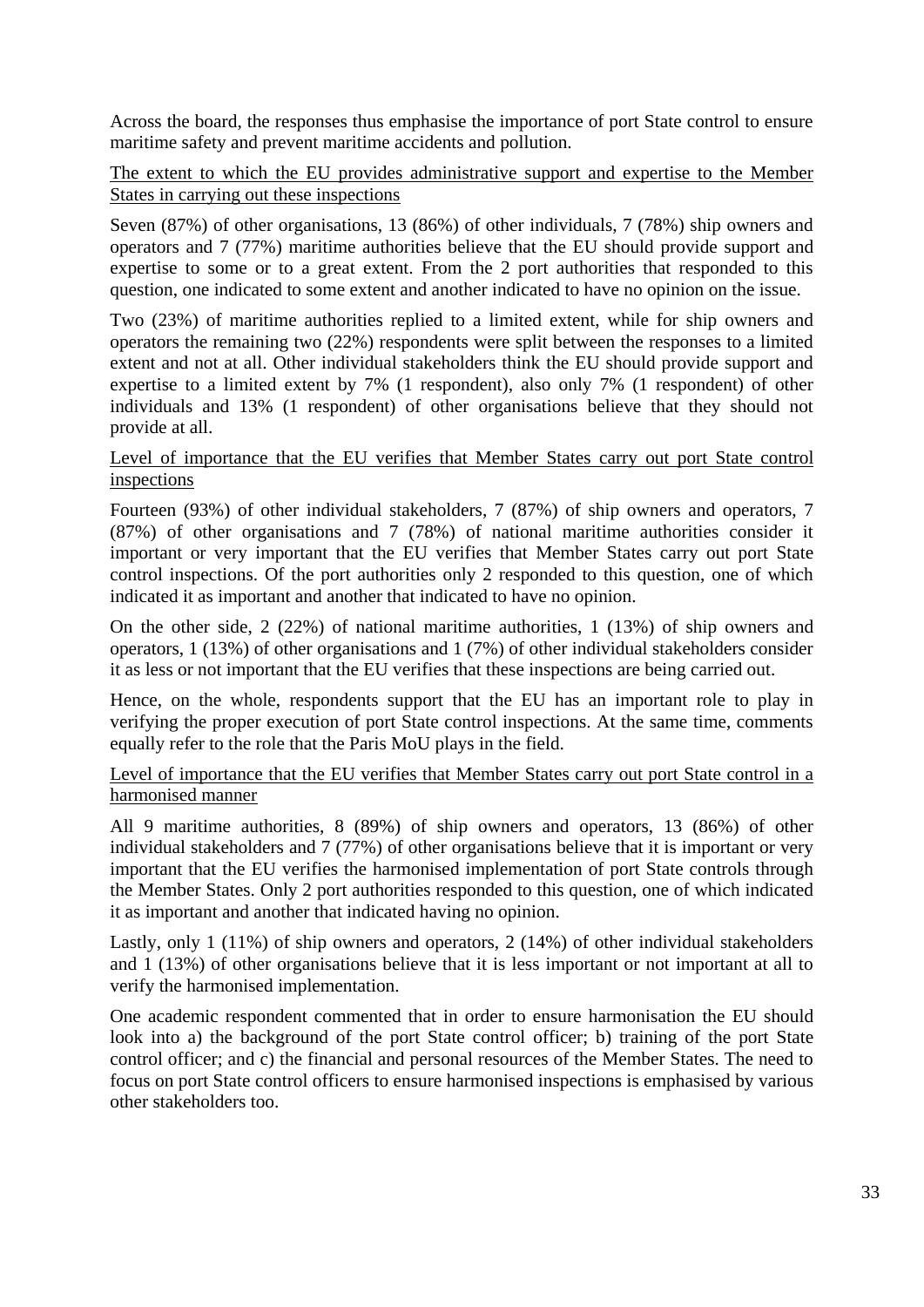Across the board, the responses thus emphasise the importance of port State control to ensure maritime safety and prevent maritime accidents and pollution.

<u>The extent to which the EU provides administrative support and expertise to the Member States in carrying out these inspections</u>

Seven (87%) of other organisations, 13 (86%) of other individuals, 7 (78%) ship owners and operators and 7 (77%) maritime authorities believe that the EU should provide support and expertise to some or to a great extent. From the 2 port authorities that responded to this question, one indicated to some extent and another indicated to have no opinion on the issue.

Two (23%) of maritime authorities replied to a limited extent, while for ship owners and operators the remaining two (22%) respondents were split between the responses to a limited extent and not at all. Other individual stakeholders think the EU should provide support and expertise to a limited extent by 7% (1 respondent), also only 7% (1 respondent) of other individuals and 13% (1 respondent) of other organisations believe that they should not provide at all.

<u>Level of importance that the EU verifies that Member States carry out port State control inspections</u>

Fourteen (93%) of other individual stakeholders, 7 (87%) of ship owners and operators, 7 (87%) of other organisations and 7 (78%) of national maritime authorities consider it important or very important that the EU verifies that Member States carry out port State control inspections. Of the port authorities only 2 responded to this question, one of which indicated it as important and another that indicated to have no opinion.

On the other side, 2 (22%) of national maritime authorities, 1 (13%) of ship owners and operators, 1 (13%) of other organisations and 1 (7%) of other individual stakeholders consider it as less or not important that the EU verifies that these inspections are being carried out.

Hence, on the whole, respondents support that the EU has an important role to play in verifying the proper execution of port State control inspections. At the same time, comments equally refer to the role that the Paris MoU plays in the field.

<u>Level of importance that the EU verifies that Member States carry out port State control in a harmonised manner</u>

All 9 maritime authorities, 8 (89%) of ship owners and operators, 13 (86%) of other individual stakeholders and 7 (77%) of other organisations believe that it is important or very important that the EU verifies the harmonised implementation of port State controls through the Member States. Only 2 port authorities responded to this question, one of which indicated it as important and another that indicated having no opinion.

Lastly, only 1 (11%) of ship owners and operators, 2 (14%) of other individual stakeholders and 1 (13%) of other organisations believe that it is less important or not important at all to verify the harmonised implementation.

One academic respondent commented that in order to ensure harmonisation the EU should look into a) the background of the port State control officer; b) training of the port State control officer; and c) the financial and personal resources of the Member States. The need to focus on port State control officers to ensure harmonised inspections is emphasised by various other stakeholders too.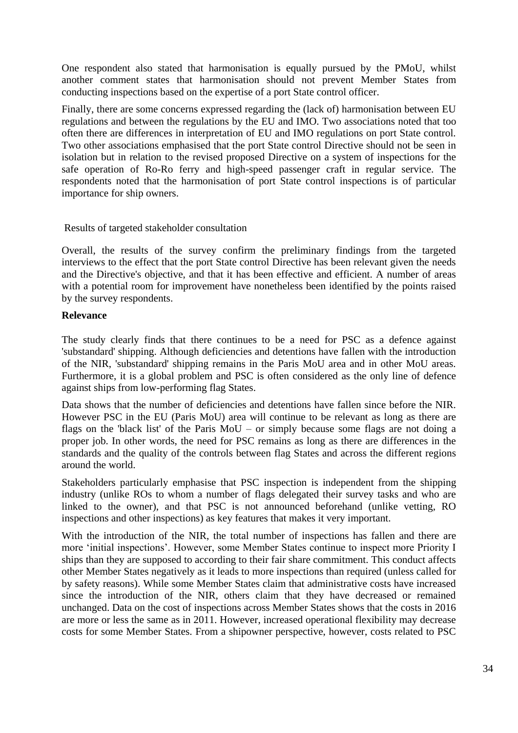One respondent also stated that harmonisation is equally pursued by the PMoU, whilst another comment states that harmonisation should not prevent Member States from conducting inspections based on the expertise of a port State control officer.

Finally, there are some concerns expressed regarding the (lack of) harmonisation between EU regulations and between the regulations by the EU and IMO. Two associations noted that too often there are differences in interpretation of EU and IMO regulations on port State control. Two other associations emphasised that the port State control Directive should not be seen in isolation but in relation to the revised proposed Directive on a system of inspections for the safe operation of Ro-Ro ferry and high-speed passenger craft in regular service. The respondents noted that the harmonisation of port State control inspections is of particular importance for ship owners.

Results of targeted stakeholder consultation

Overall, the results of the survey confirm the preliminary findings from the targeted interviews to the effect that the port State control Directive has been relevant given the needs and the Directive's objective, and that it has been effective and efficient. A number of areas with a potential room for improvement have nonetheless been identified by the points raised by the survey respondents.

**Relevance**

The study clearly finds that there continues to be a need for PSC as a defence against 'substandard' shipping. Although deficiencies and detentions have fallen with the introduction of the NIR, 'substandard' shipping remains in the Paris MoU area and in other MoU areas. Furthermore, it is a global problem and PSC is often considered as the only line of defence against ships from low-performing flag States.

Data shows that the number of deficiencies and detentions have fallen since before the NIR. However PSC in the EU (Paris MoU) area will continue to be relevant as long as there are flags on the 'black list' of the Paris MoU – or simply because some flags are not doing a proper job. In other words, the need for PSC remains as long as there are differences in the standards and the quality of the controls between flag States and across the different regions around the world.

Stakeholders particularly emphasise that PSC inspection is independent from the shipping industry (unlike ROs to whom a number of flags delegated their survey tasks and who are linked to the owner), and that PSC is not announced beforehand (unlike vetting, RO inspections and other inspections) as key features that makes it very important.

With the introduction of the NIR, the total number of inspections has fallen and there are more 'initial inspections'. However, some Member States continue to inspect more Priority I ships than they are supposed to according to their fair share commitment. This conduct affects other Member States negatively as it leads to more inspections than required (unless called for by safety reasons). While some Member States claim that administrative costs have increased since the introduction of the NIR, others claim that they have decreased or remained unchanged. Data on the cost of inspections across Member States shows that the costs in 2016 are more or less the same as in 2011. However, increased operational flexibility may decrease costs for some Member States. From a shipowner perspective, however, costs related to PSC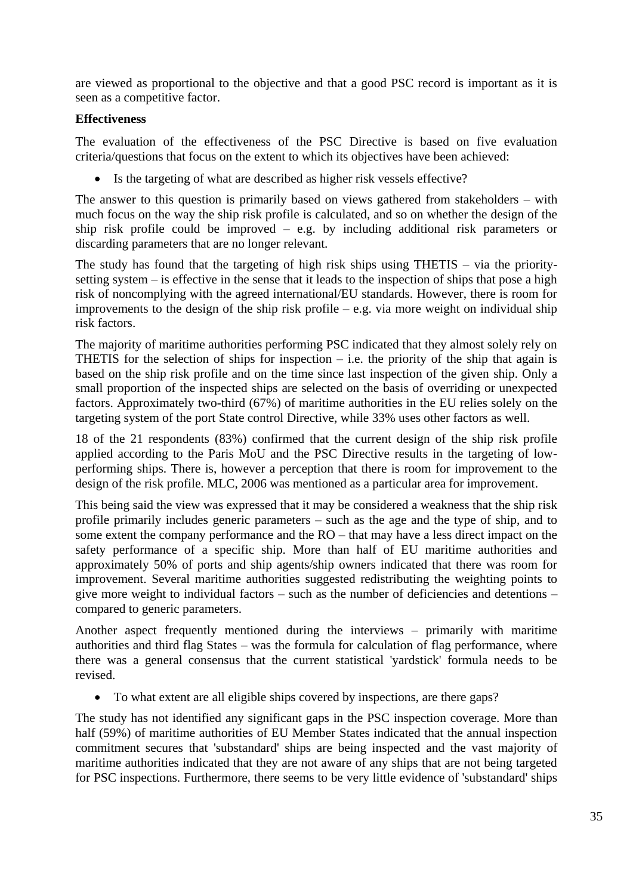are viewed as proportional to the objective and that a good PSC record is important as it is seen as a competitive factor.

**Effectiveness**

The evaluation of the effectiveness of the PSC Directive is based on five evaluation criteria/questions that focus on the extent to which its objectives have been achieved:

- Is the targeting of what are described as higher risk vessels effective?

The answer to this question is primarily based on views gathered from stakeholders – with much focus on the way the ship risk profile is calculated, and so on whether the design of the ship risk profile could be improved – e.g. by including additional risk parameters or discarding parameters that are no longer relevant.

The study has found that the targeting of high risk ships using THETIS – via the priority-setting system – is effective in the sense that it leads to the inspection of ships that pose a high risk of noncomplying with the agreed international/EU standards. However, there is room for improvements to the design of the ship risk profile – e.g. via more weight on individual ship risk factors.

The majority of maritime authorities performing PSC indicated that they almost solely rely on THETIS for the selection of ships for inspection – i.e. the priority of the ship that again is based on the ship risk profile and on the time since last inspection of the given ship. Only a small proportion of the inspected ships are selected on the basis of overriding or unexpected factors. Approximately two-third (67%) of maritime authorities in the EU relies solely on the targeting system of the port State control Directive, while 33% uses other factors as well.

18 of the 21 respondents (83%) confirmed that the current design of the ship risk profile applied according to the Paris MoU and the PSC Directive results in the targeting of low-performing ships. There is, however a perception that there is room for improvement to the design of the risk profile. MLC, 2006 was mentioned as a particular area for improvement.

This being said the view was expressed that it may be considered a weakness that the ship risk profile primarily includes generic parameters – such as the age and the type of ship, and to some extent the company performance and the RO – that may have a less direct impact on the safety performance of a specific ship. More than half of EU maritime authorities and approximately 50% of ports and ship agents/ship owners indicated that there was room for improvement. Several maritime authorities suggested redistributing the weighting points to give more weight to individual factors – such as the number of deficiencies and detentions – compared to generic parameters.

Another aspect frequently mentioned during the interviews – primarily with maritime authorities and third flag States – was the formula for calculation of flag performance, where there was a general consensus that the current statistical 'yardstick' formula needs to be revised.

- To what extent are all eligible ships covered by inspections, are there gaps?

The study has not identified any significant gaps in the PSC inspection coverage. More than half (59%) of maritime authorities of EU Member States indicated that the annual inspection commitment secures that 'substandard' ships are being inspected and the vast majority of maritime authorities indicated that they are not aware of any ships that are not being targeted for PSC inspections. Furthermore, there seems to be very little evidence of 'substandard' ships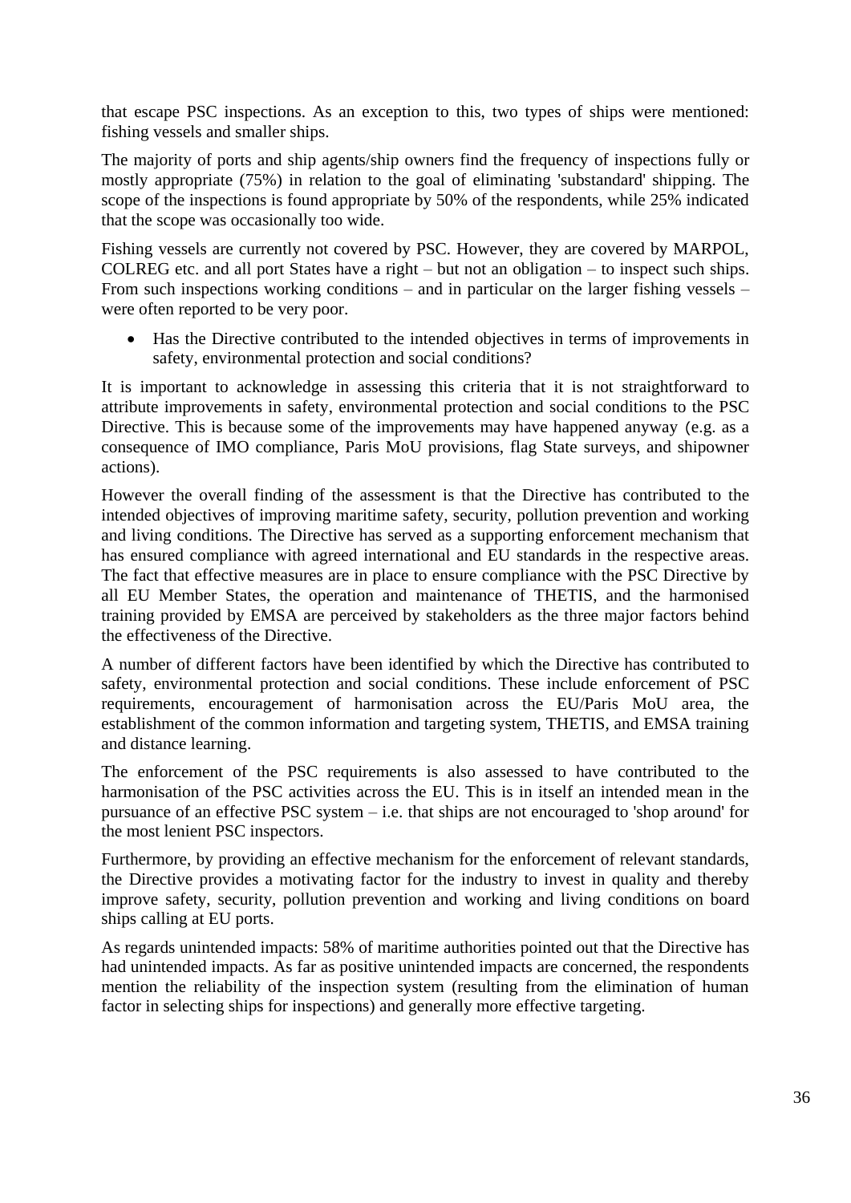that escape PSC inspections. As an exception to this, two types of ships were mentioned: fishing vessels and smaller ships.

The majority of ports and ship agents/ship owners find the frequency of inspections fully or mostly appropriate (75%) in relation to the goal of eliminating 'substandard' shipping. The scope of the inspections is found appropriate by 50% of the respondents, while 25% indicated that the scope was occasionally too wide.

Fishing vessels are currently not covered by PSC. However, they are covered by MARPOL, COLREG etc. and all port States have a right – but not an obligation – to inspect such ships. From such inspections working conditions – and in particular on the larger fishing vessels – were often reported to be very poor.

- Has the Directive contributed to the intended objectives in terms of improvements in safety, environmental protection and social conditions?

It is important to acknowledge in assessing this criteria that it is not straightforward to attribute improvements in safety, environmental protection and social conditions to the PSC Directive. This is because some of the improvements may have happened anyway (e.g. as a consequence of IMO compliance, Paris MoU provisions, flag State surveys, and shipowner actions).

However the overall finding of the assessment is that the Directive has contributed to the intended objectives of improving maritime safety, security, pollution prevention and working and living conditions. The Directive has served as a supporting enforcement mechanism that has ensured compliance with agreed international and EU standards in the respective areas. The fact that effective measures are in place to ensure compliance with the PSC Directive by all EU Member States, the operation and maintenance of THETIS, and the harmonised training provided by EMSA are perceived by stakeholders as the three major factors behind the effectiveness of the Directive.

A number of different factors have been identified by which the Directive has contributed to safety, environmental protection and social conditions. These include enforcement of PSC requirements, encouragement of harmonisation across the EU/Paris MoU area, the establishment of the common information and targeting system, THETIS, and EMSA training and distance learning.

The enforcement of the PSC requirements is also assessed to have contributed to the harmonisation of the PSC activities across the EU. This is in itself an intended mean in the pursuance of an effective PSC system – i.e. that ships are not encouraged to 'shop around' for the most lenient PSC inspectors.

Furthermore, by providing an effective mechanism for the enforcement of relevant standards, the Directive provides a motivating factor for the industry to invest in quality and thereby improve safety, security, pollution prevention and working and living conditions on board ships calling at EU ports.

As regards unintended impacts: 58% of maritime authorities pointed out that the Directive has had unintended impacts. As far as positive unintended impacts are concerned, the respondents mention the reliability of the inspection system (resulting from the elimination of human factor in selecting ships for inspections) and generally more effective targeting.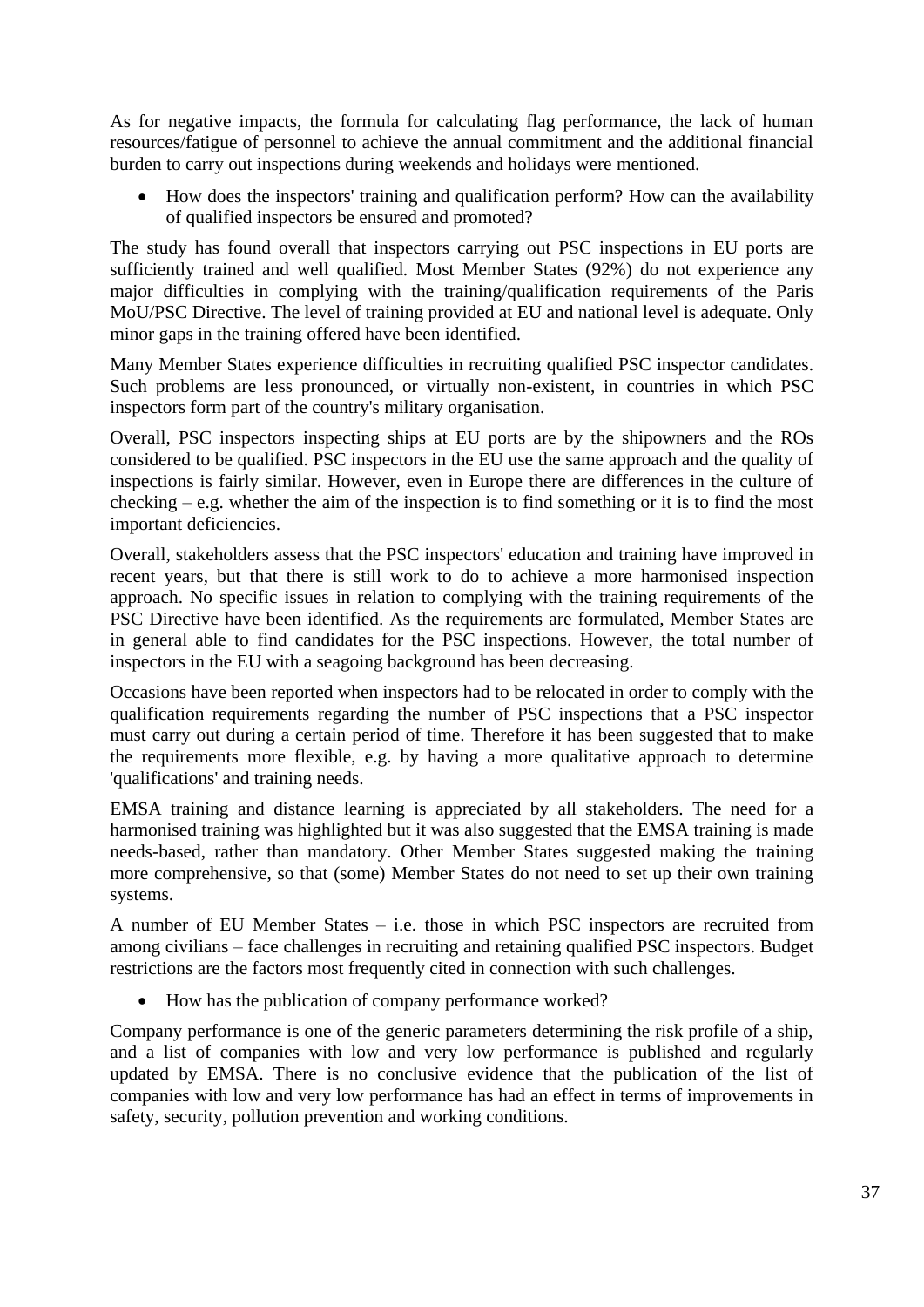As for negative impacts, the formula for calculating flag performance, the lack of human resources/fatigue of personnel to achieve the annual commitment and the additional financial burden to carry out inspections during weekends and holidays were mentioned.

- How does the inspectors' training and qualification perform? How can the availability of qualified inspectors be ensured and promoted?

The study has found overall that inspectors carrying out PSC inspections in EU ports are sufficiently trained and well qualified. Most Member States (92%) do not experience any major difficulties in complying with the training/qualification requirements of the Paris MoU/PSC Directive. The level of training provided at EU and national level is adequate. Only minor gaps in the training offered have been identified.

Many Member States experience difficulties in recruiting qualified PSC inspector candidates. Such problems are less pronounced, or virtually non-existent, in countries in which PSC inspectors form part of the country's military organisation.

Overall, PSC inspectors inspecting ships at EU ports are by the shipowners and the ROs considered to be qualified. PSC inspectors in the EU use the same approach and the quality of inspections is fairly similar. However, even in Europe there are differences in the culture of checking – e.g. whether the aim of the inspection is to find something or it is to find the most important deficiencies.

Overall, stakeholders assess that the PSC inspectors' education and training have improved in recent years, but that there is still work to do to achieve a more harmonised inspection approach. No specific issues in relation to complying with the training requirements of the PSC Directive have been identified. As the requirements are formulated, Member States are in general able to find candidates for the PSC inspections. However, the total number of inspectors in the EU with a seagoing background has been decreasing.

Occasions have been reported when inspectors had to be relocated in order to comply with the qualification requirements regarding the number of PSC inspections that a PSC inspector must carry out during a certain period of time. Therefore it has been suggested that to make the requirements more flexible, e.g. by having a more qualitative approach to determine 'qualifications' and training needs.

EMSA training and distance learning is appreciated by all stakeholders. The need for a harmonised training was highlighted but it was also suggested that the EMSA training is made needs-based, rather than mandatory. Other Member States suggested making the training more comprehensive, so that (some) Member States do not need to set up their own training systems.

A number of EU Member States – i.e. those in which PSC inspectors are recruited from among civilians – face challenges in recruiting and retaining qualified PSC inspectors. Budget restrictions are the factors most frequently cited in connection with such challenges.

- How has the publication of company performance worked?

Company performance is one of the generic parameters determining the risk profile of a ship, and a list of companies with low and very low performance is published and regularly updated by EMSA. There is no conclusive evidence that the publication of the list of companies with low and very low performance has had an effect in terms of improvements in safety, security, pollution prevention and working conditions.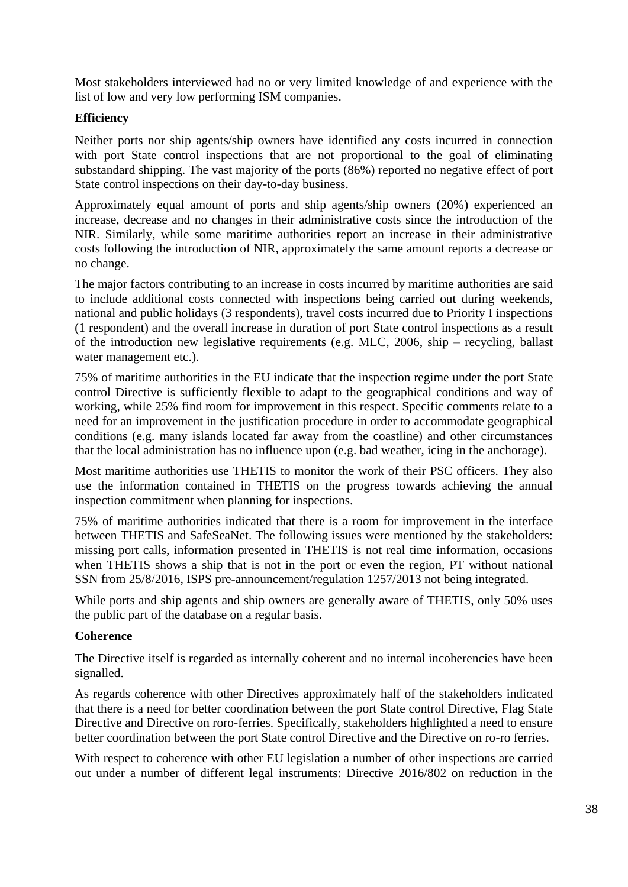Most stakeholders interviewed had no or very limited knowledge of and experience with the list of low and very low performing ISM companies.

**Efficiency**

Neither ports nor ship agents/ship owners have identified any costs incurred in connection with port State control inspections that are not proportional to the goal of eliminating substandard shipping. The vast majority of the ports (86%) reported no negative effect of port State control inspections on their day-to-day business.

Approximately equal amount of ports and ship agents/ship owners (20%) experienced an increase, decrease and no changes in their administrative costs since the introduction of the NIR. Similarly, while some maritime authorities report an increase in their administrative costs following the introduction of NIR, approximately the same amount reports a decrease or no change.

The major factors contributing to an increase in costs incurred by maritime authorities are said to include additional costs connected with inspections being carried out during weekends, national and public holidays (3 respondents), travel costs incurred due to Priority I inspections (1 respondent) and the overall increase in duration of port State control inspections as a result of the introduction new legislative requirements (e.g. MLC, 2006, ship – recycling, ballast water management etc.).

75% of maritime authorities in the EU indicate that the inspection regime under the port State control Directive is sufficiently flexible to adapt to the geographical conditions and way of working, while 25% find room for improvement in this respect. Specific comments relate to a need for an improvement in the justification procedure in order to accommodate geographical conditions (e.g. many islands located far away from the coastline) and other circumstances that the local administration has no influence upon (e.g. bad weather, icing in the anchorage).

Most maritime authorities use THETIS to monitor the work of their PSC officers. They also use the information contained in THETIS on the progress towards achieving the annual inspection commitment when planning for inspections.

75% of maritime authorities indicated that there is a room for improvement in the interface between THETIS and SafeSeaNet. The following issues were mentioned by the stakeholders: missing port calls, information presented in THETIS is not real time information, occasions when THETIS shows a ship that is not in the port or even the region, PT without national SSN from 25/8/2016, ISPS pre-announcement/regulation 1257/2013 not being integrated.

While ports and ship agents and ship owners are generally aware of THETIS, only 50% uses the public part of the database on a regular basis.

**Coherence**

The Directive itself is regarded as internally coherent and no internal incoherencies have been signalled.

As regards coherence with other Directives approximately half of the stakeholders indicated that there is a need for better coordination between the port State control Directive, Flag State Directive and Directive on roro-ferries. Specifically, stakeholders highlighted a need to ensure better coordination between the port State control Directive and the Directive on ro-ro ferries.

With respect to coherence with other EU legislation a number of other inspections are carried out under a number of different legal instruments: Directive 2016/802 on reduction in the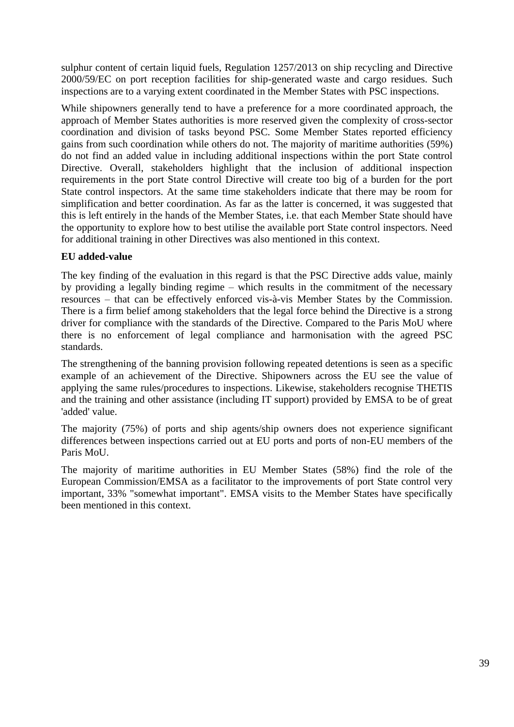sulphur content of certain liquid fuels, Regulation 1257/2013 on ship recycling and Directive 2000/59/EC on port reception facilities for ship-generated waste and cargo residues. Such inspections are to a varying extent coordinated in the Member States with PSC inspections.

While shipowners generally tend to have a preference for a more coordinated approach, the approach of Member States authorities is more reserved given the complexity of cross-sector coordination and division of tasks beyond PSC. Some Member States reported efficiency gains from such coordination while others do not. The majority of maritime authorities (59%) do not find an added value in including additional inspections within the port State control Directive. Overall, stakeholders highlight that the inclusion of additional inspection requirements in the port State control Directive will create too big of a burden for the port State control inspectors. At the same time stakeholders indicate that there may be room for simplification and better coordination. As far as the latter is concerned, it was suggested that this is left entirely in the hands of the Member States, i.e. that each Member State should have the opportunity to explore how to best utilise the available port State control inspectors. Need for additional training in other Directives was also mentioned in this context.

**EU added-value**

The key finding of the evaluation in this regard is that the PSC Directive adds value, mainly by providing a legally binding regime – which results in the commitment of the necessary resources – that can be effectively enforced vis-à-vis Member States by the Commission. There is a firm belief among stakeholders that the legal force behind the Directive is a strong driver for compliance with the standards of the Directive. Compared to the Paris MoU where there is no enforcement of legal compliance and harmonisation with the agreed PSC standards.

The strengthening of the banning provision following repeated detentions is seen as a specific example of an achievement of the Directive. Shipowners across the EU see the value of applying the same rules/procedures to inspections. Likewise, stakeholders recognise THETIS and the training and other assistance (including IT support) provided by EMSA to be of great 'added' value.

The majority (75%) of ports and ship agents/ship owners does not experience significant differences between inspections carried out at EU ports and ports of non-EU members of the Paris MoU.

The majority of maritime authorities in EU Member States (58%) find the role of the European Commission/EMSA as a facilitator to the improvements of port State control very important, 33% "somewhat important". EMSA visits to the Member States have specifically been mentioned in this context.